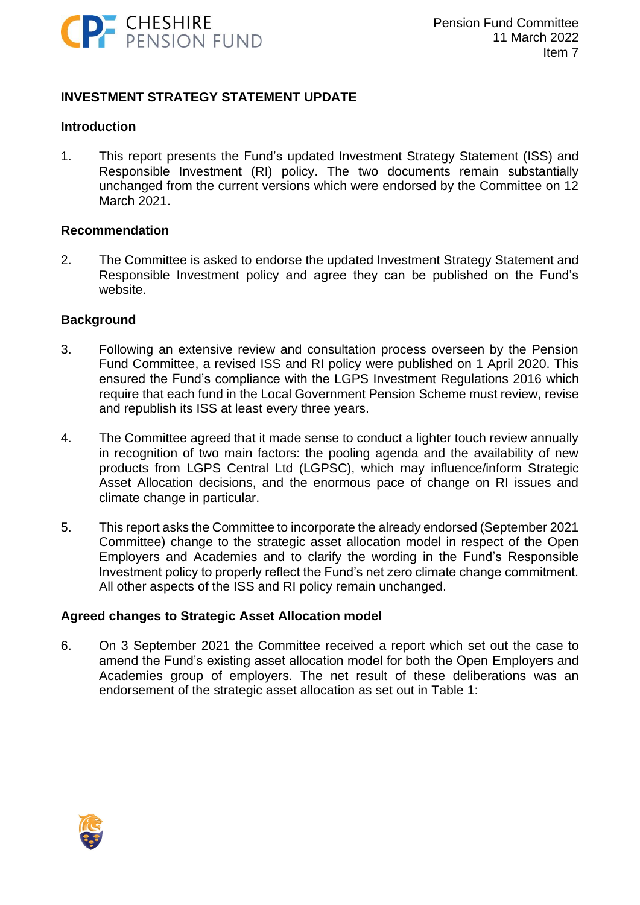Pension Fund Committee
11 March 2022
Item 7

## INVESTMENT STRATEGY STATEMENT UPDATE

### Introduction

1. This report presents the Fund's updated Investment Strategy Statement (ISS) and Responsible Investment (RI) policy. The two documents remain substantially unchanged from the current versions which were endorsed by the Committee on 12 March 2021.

### Recommendation

2. The Committee is asked to endorse the updated Investment Strategy Statement and Responsible Investment policy and agree they can be published on the Fund's website.

### Background

3. Following an extensive review and consultation process overseen by the Pension Fund Committee, a revised ISS and RI policy were published on 1 April 2020. This ensured the Fund's compliance with the LGPS Investment Regulations 2016 which require that each fund in the Local Government Pension Scheme must review, revise and republish its ISS at least every three years.

4. The Committee agreed that it made sense to conduct a lighter touch review annually in recognition of two main factors: the pooling agenda and the availability of new products from LGPS Central Ltd (LGPSC), which may influence/inform Strategic Asset Allocation decisions, and the enormous pace of change on RI issues and climate change in particular.

5. This report asks the Committee to incorporate the already endorsed (September 2021 Committee) change to the strategic asset allocation model in respect of the Open Employers and Academies and to clarify the wording in the Fund's Responsible Investment policy to properly reflect the Fund's net zero climate change commitment. All other aspects of the ISS and RI policy remain unchanged.

### Agreed changes to Strategic Asset Allocation model

6. On 3 September 2021 the Committee received a report which set out the case to amend the Fund's existing asset allocation model for both the Open Employers and Academies group of employers. The net result of these deliberations was an endorsement of the strategic asset allocation as set out in Table 1: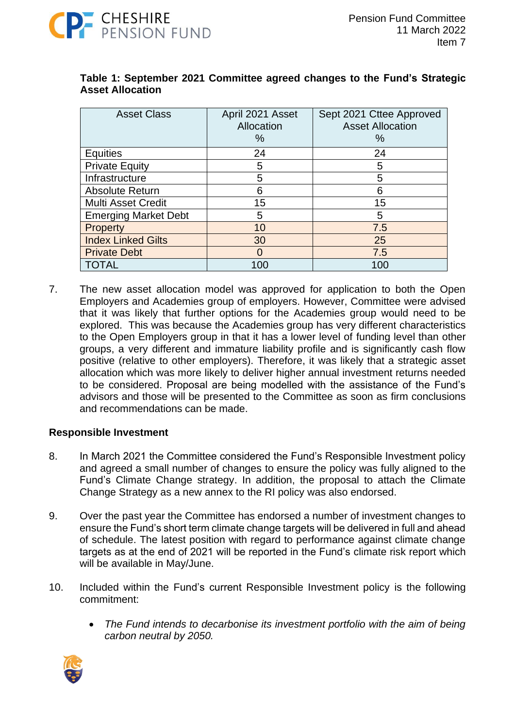**Table 1: September 2021 Committee agreed changes to the Fund's Strategic Asset Allocation**

| Asset Class | April 2021 Asset Allocation % | Sept 2021 Cttee Approved Asset Allocation % |
|---|---|---|
| Equities | 24 | 24 |
| Private Equity | 5 | 5 |
| Infrastructure | 5 | 5 |
| Absolute Return | 6 | 6 |
| Multi Asset Credit | 15 | 15 |
| Emerging Market Debt | 5 | 5 |
| Property | 10 | 7.5 |
| Index Linked Gilts | 30 | 25 |
| Private Debt | 0 | 7.5 |
| TOTAL | 100 | 100 |

7. The new asset allocation model was approved for application to both the Open Employers and Academies group of employers. However, Committee were advised that it was likely that further options for the Academies group would need to be explored. This was because the Academies group has very different characteristics to the Open Employers group in that it has a lower level of funding level than other groups, a very different and immature liability profile and is significantly cash flow positive (relative to other employers). Therefore, it was likely that a strategic asset allocation which was more likely to deliver higher annual investment returns needed to be considered. Proposal are being modelled with the assistance of the Fund's advisors and those will be presented to the Committee as soon as firm conclusions and recommendations can be made.

**Responsible Investment**

8. In March 2021 the Committee considered the Fund's Responsible Investment policy and agreed a small number of changes to ensure the policy was fully aligned to the Fund's Climate Change strategy. In addition, the proposal to attach the Climate Change Strategy as a new annex to the RI policy was also endorsed.

9. Over the past year the Committee has endorsed a number of investment changes to ensure the Fund's short term climate change targets will be delivered in full and ahead of schedule. The latest position with regard to performance against climate change targets as at the end of 2021 will be reported in the Fund's climate risk report which will be available in May/June.

10. Included within the Fund's current Responsible Investment policy is the following commitment:

   - *The Fund intends to decarbonise its investment portfolio with the aim of being carbon neutral by 2050.*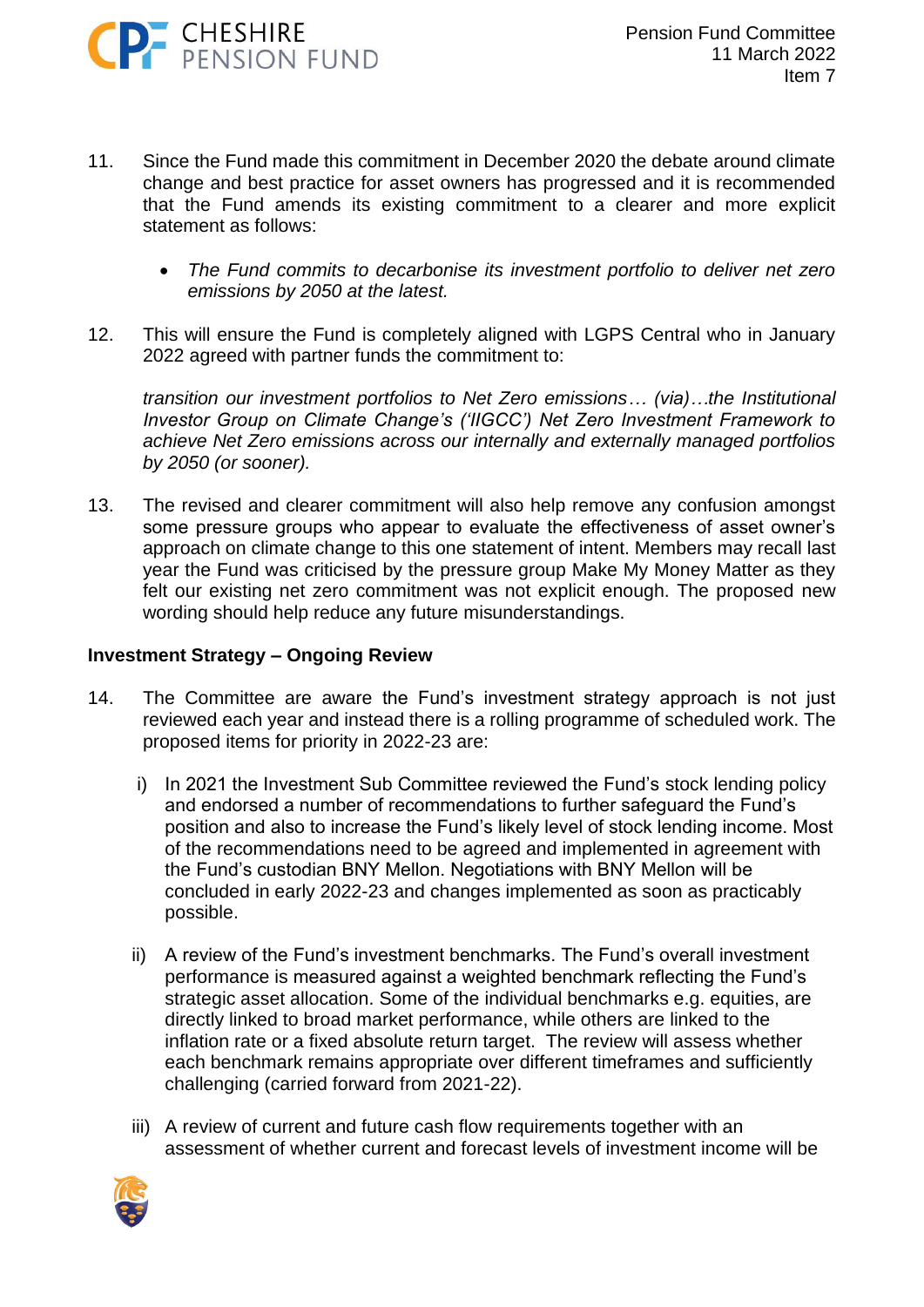11. Since the Fund made this commitment in December 2020 the debate around climate change and best practice for asset owners has progressed and it is recommended that the Fund amends its existing commitment to a clearer and more explicit statement as follows:

    - *The Fund commits to decarbonise its investment portfolio to deliver net zero emissions by 2050 at the latest.*

12. This will ensure the Fund is completely aligned with LGPS Central who in January 2022 agreed with partner funds the commitment to:

    *transition our investment portfolios to Net Zero emissions… (via)…the Institutional Investor Group on Climate Change's ('IIGCC') Net Zero Investment Framework to achieve Net Zero emissions across our internally and externally managed portfolios by 2050 (or sooner).*

13. The revised and clearer commitment will also help remove any confusion amongst some pressure groups who appear to evaluate the effectiveness of asset owner's approach on climate change to this one statement of intent. Members may recall last year the Fund was criticised by the pressure group Make My Money Matter as they felt our existing net zero commitment was not explicit enough. The proposed new wording should help reduce any future misunderstandings.

**Investment Strategy – Ongoing Review**

14. The Committee are aware the Fund's investment strategy approach is not just reviewed each year and instead there is a rolling programme of scheduled work. The proposed items for priority in 2022-23 are:

    i) In 2021 the Investment Sub Committee reviewed the Fund's stock lending policy and endorsed a number of recommendations to further safeguard the Fund's position and also to increase the Fund's likely level of stock lending income. Most of the recommendations need to be agreed and implemented in agreement with the Fund's custodian BNY Mellon. Negotiations with BNY Mellon will be concluded in early 2022-23 and changes implemented as soon as practicably possible.

    ii) A review of the Fund's investment benchmarks. The Fund's overall investment performance is measured against a weighted benchmark reflecting the Fund's strategic asset allocation. Some of the individual benchmarks e.g. equities, are directly linked to broad market performance, while others are linked to the inflation rate or a fixed absolute return target. The review will assess whether each benchmark remains appropriate over different timeframes and sufficiently challenging (carried forward from 2021-22).

    iii) A review of current and future cash flow requirements together with an assessment of whether current and forecast levels of investment income will be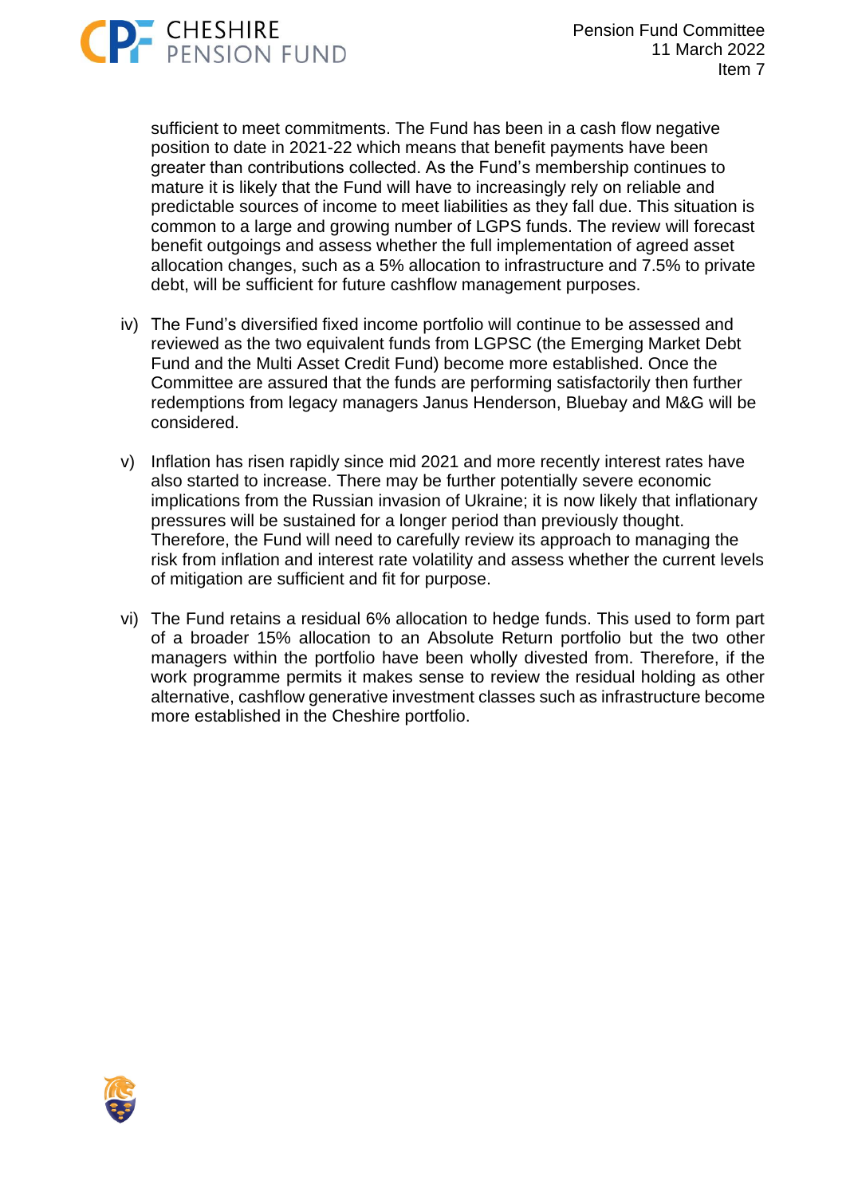sufficient to meet commitments. The Fund has been in a cash flow negative position to date in 2021-22 which means that benefit payments have been greater than contributions collected. As the Fund's membership continues to mature it is likely that the Fund will have to increasingly rely on reliable and predictable sources of income to meet liabilities as they fall due. This situation is common to a large and growing number of LGPS funds. The review will forecast benefit outgoings and assess whether the full implementation of agreed asset allocation changes, such as a 5% allocation to infrastructure and 7.5% to private debt, will be sufficient for future cashflow management purposes.

iv) The Fund's diversified fixed income portfolio will continue to be assessed and reviewed as the two equivalent funds from LGPSC (the Emerging Market Debt Fund and the Multi Asset Credit Fund) become more established. Once the Committee are assured that the funds are performing satisfactorily then further redemptions from legacy managers Janus Henderson, Bluebay and M&G will be considered.

v) Inflation has risen rapidly since mid 2021 and more recently interest rates have also started to increase. There may be further potentially severe economic implications from the Russian invasion of Ukraine; it is now likely that inflationary pressures will be sustained for a longer period than previously thought. Therefore, the Fund will need to carefully review its approach to managing the risk from inflation and interest rate volatility and assess whether the current levels of mitigation are sufficient and fit for purpose.

vi) The Fund retains a residual 6% allocation to hedge funds. This used to form part of a broader 15% allocation to an Absolute Return portfolio but the two other managers within the portfolio have been wholly divested from. Therefore, if the work programme permits it makes sense to review the residual holding as other alternative, cashflow generative investment classes such as infrastructure become more established in the Cheshire portfolio.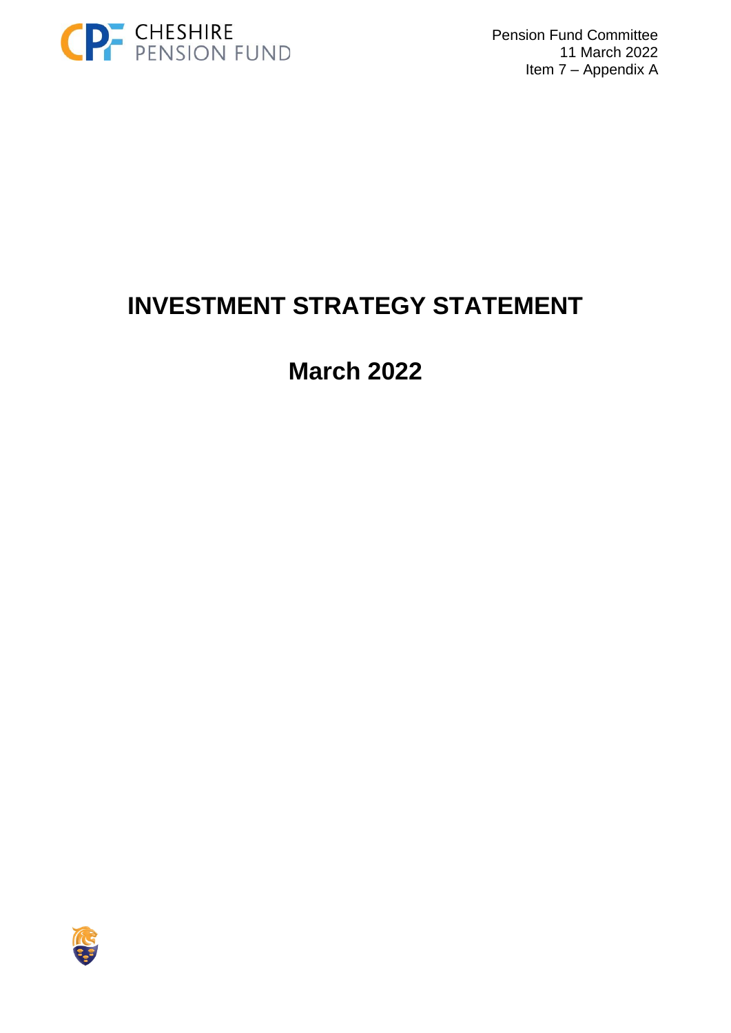Pension Fund Committee
11 March 2022
Item 7 – Appendix A

# INVESTMENT STRATEGY STATEMENT

## March 2022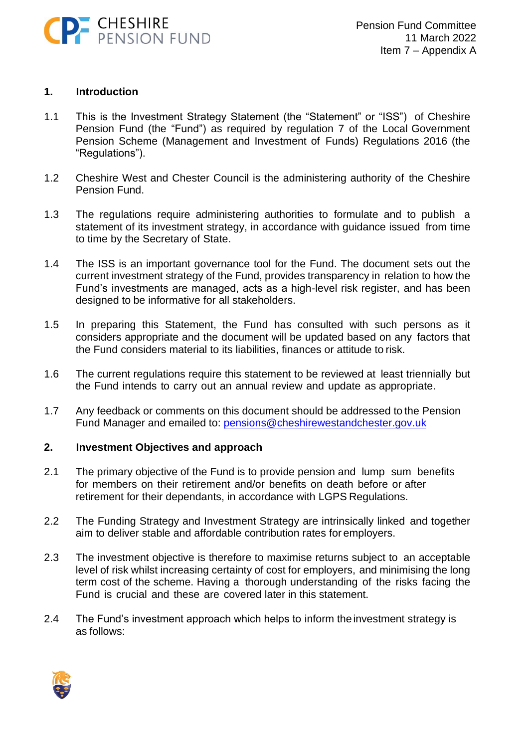## 1. Introduction

1.1 This is the Investment Strategy Statement (the "Statement" or "ISS") of Cheshire Pension Fund (the "Fund") as required by regulation 7 of the Local Government Pension Scheme (Management and Investment of Funds) Regulations 2016 (the "Regulations").

1.2 Cheshire West and Chester Council is the administering authority of the Cheshire Pension Fund.

1.3 The regulations require administering authorities to formulate and to publish a statement of its investment strategy, in accordance with guidance issued from time to time by the Secretary of State.

1.4 The ISS is an important governance tool for the Fund. The document sets out the current investment strategy of the Fund, provides transparency in relation to how the Fund's investments are managed, acts as a high-level risk register, and has been designed to be informative for all stakeholders.

1.5 In preparing this Statement, the Fund has consulted with such persons as it considers appropriate and the document will be updated based on any factors that the Fund considers material to its liabilities, finances or attitude to risk.

1.6 The current regulations require this statement to be reviewed at least triennially but the Fund intends to carry out an annual review and update as appropriate.

1.7 Any feedback or comments on this document should be addressed to the Pension Fund Manager and emailed to: pensions@cheshirewestandchester.gov.uk

## 2. Investment Objectives and approach

2.1 The primary objective of the Fund is to provide pension and lump sum benefits for members on their retirement and/or benefits on death before or after retirement for their dependants, in accordance with LGPS Regulations.

2.2 The Funding Strategy and Investment Strategy are intrinsically linked and together aim to deliver stable and affordable contribution rates for employers.

2.3 The investment objective is therefore to maximise returns subject to an acceptable level of risk whilst increasing certainty of cost for employers, and minimising the long term cost of the scheme. Having a thorough understanding of the risks facing the Fund is crucial and these are covered later in this statement.

2.4 The Fund's investment approach which helps to inform the investment strategy is as follows: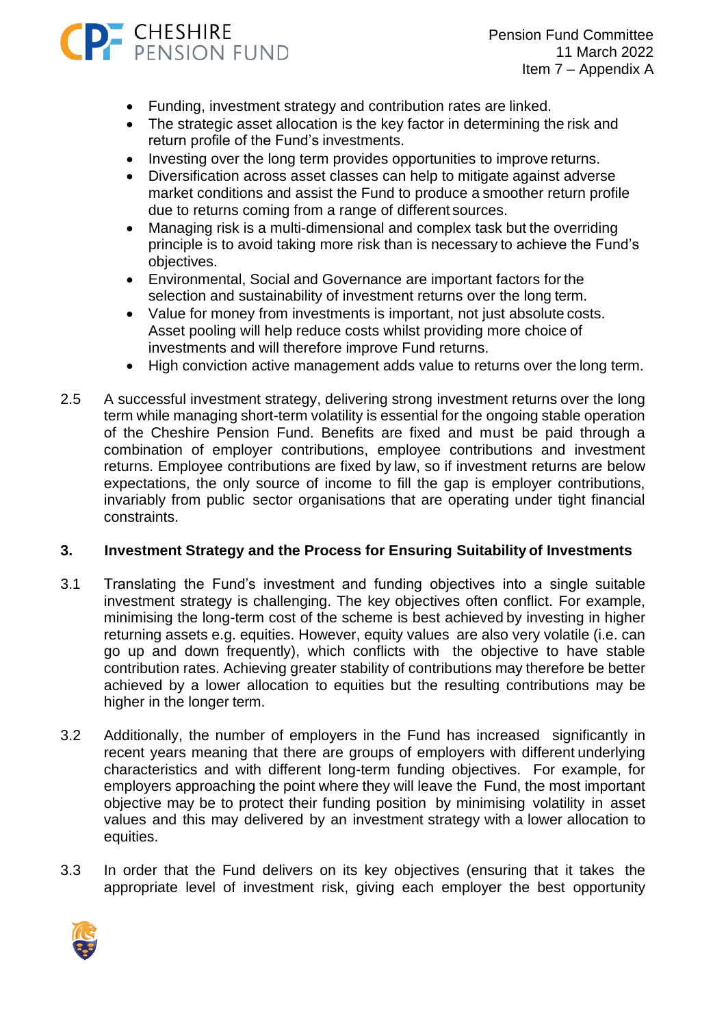- Funding, investment strategy and contribution rates are linked.
- The strategic asset allocation is the key factor in determining the risk and return profile of the Fund's investments.
- Investing over the long term provides opportunities to improve returns.
- Diversification across asset classes can help to mitigate against adverse market conditions and assist the Fund to produce a smoother return profile due to returns coming from a range of different sources.
- Managing risk is a multi-dimensional and complex task but the overriding principle is to avoid taking more risk than is necessary to achieve the Fund's objectives.
- Environmental, Social and Governance are important factors for the selection and sustainability of investment returns over the long term.
- Value for money from investments is important, not just absolute costs. Asset pooling will help reduce costs whilst providing more choice of investments and will therefore improve Fund returns.
- High conviction active management adds value to returns over the long term.

2.5 A successful investment strategy, delivering strong investment returns over the long term while managing short-term volatility is essential for the ongoing stable operation of the Cheshire Pension Fund. Benefits are fixed and must be paid through a combination of employer contributions, employee contributions and investment returns. Employee contributions are fixed by law, so if investment returns are below expectations, the only source of income to fill the gap is employer contributions, invariably from public sector organisations that are operating under tight financial constraints.

## 3. Investment Strategy and the Process for Ensuring Suitability of Investments

3.1 Translating the Fund's investment and funding objectives into a single suitable investment strategy is challenging. The key objectives often conflict. For example, minimising the long-term cost of the scheme is best achieved by investing in higher returning assets e.g. equities. However, equity values are also very volatile (i.e. can go up and down frequently), which conflicts with the objective to have stable contribution rates. Achieving greater stability of contributions may therefore be better achieved by a lower allocation to equities but the resulting contributions may be higher in the longer term.

3.2 Additionally, the number of employers in the Fund has increased significantly in recent years meaning that there are groups of employers with different underlying characteristics and with different long-term funding objectives. For example, for employers approaching the point where they will leave the Fund, the most important objective may be to protect their funding position by minimising volatility in asset values and this may delivered by an investment strategy with a lower allocation to equities.

3.3 In order that the Fund delivers on its key objectives (ensuring that it takes the appropriate level of investment risk, giving each employer the best opportunity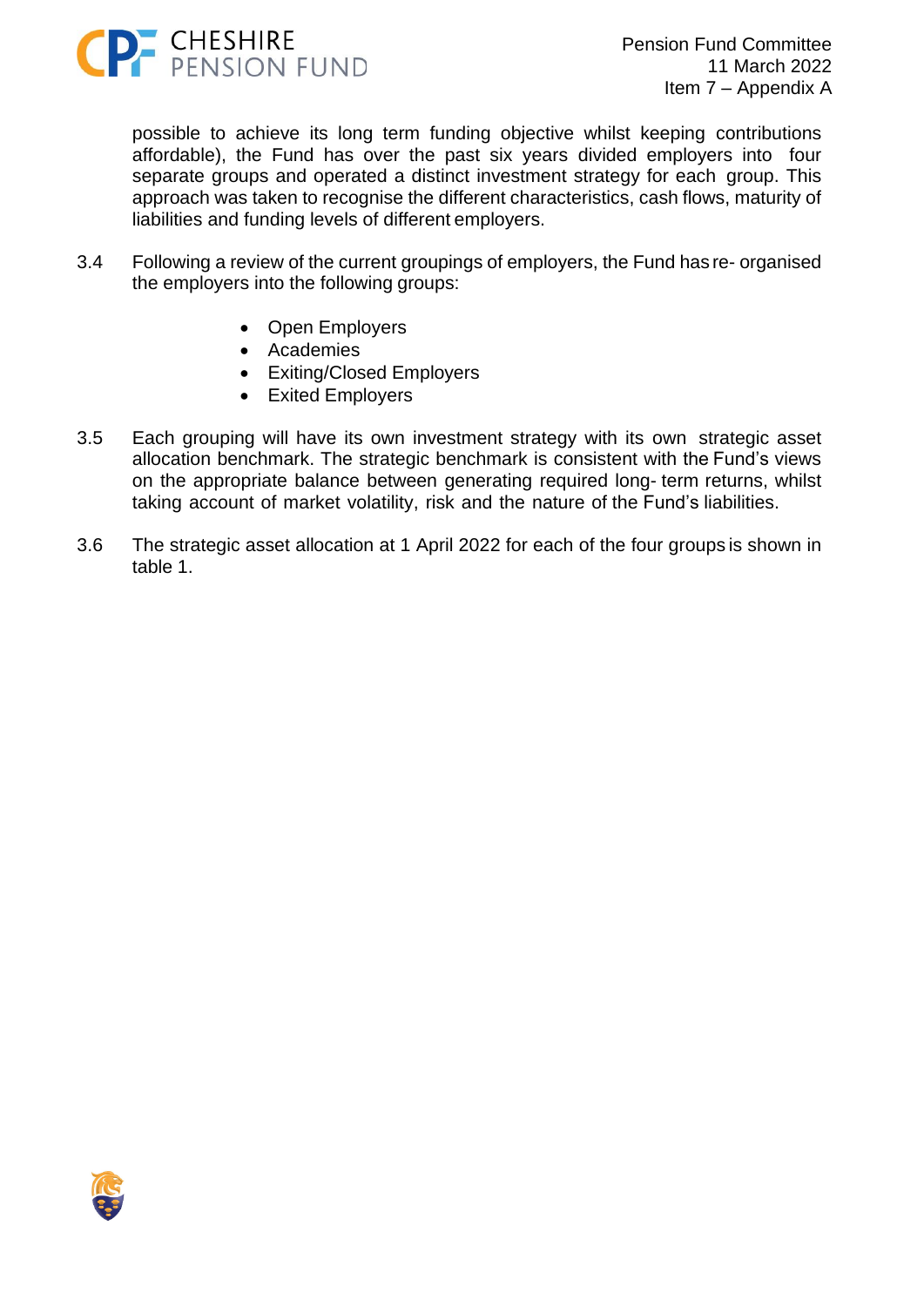possible to achieve its long term funding objective whilst keeping contributions affordable), the Fund has over the past six years divided employers into four separate groups and operated a distinct investment strategy for each group. This approach was taken to recognise the different characteristics, cash flows, maturity of liabilities and funding levels of different employers.

3.4 Following a review of the current groupings of employers, the Fund has re- organised the employers into the following groups:

- Open Employers
- Academies
- Exiting/Closed Employers
- Exited Employers

3.5 Each grouping will have its own investment strategy with its own strategic asset allocation benchmark. The strategic benchmark is consistent with the Fund's views on the appropriate balance between generating required long- term returns, whilst taking account of market volatility, risk and the nature of the Fund's liabilities.

3.6 The strategic asset allocation at 1 April 2022 for each of the four groups is shown in table 1.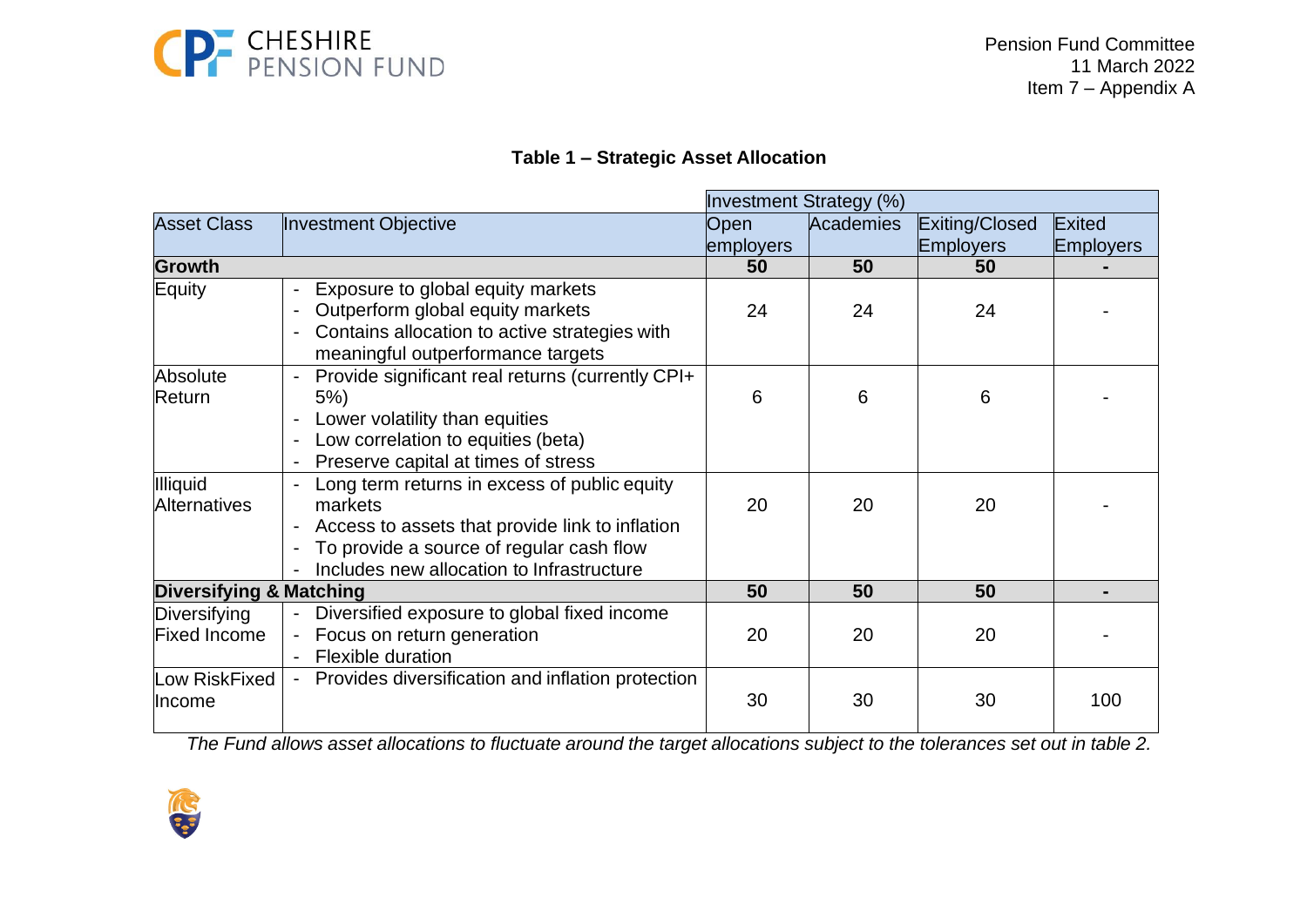**Table 1 – Strategic Asset Allocation**

| Asset Class | Investment Objective | Investment Strategy (%) | | | |
|---|---|---|---|---|---|
| | | Open employers | Academies | Exiting/Closed Employers | Exited Employers |
| **Growth** | | **50** | **50** | **50** | **-** |
| Equity | - Exposure to global equity markets<br>- Outperform global equity markets<br>- Contains allocation to active strategies with meaningful outperformance targets | 24 | 24 | 24 | - |
| Absolute Return | - Provide significant real returns (currently CPI+ 5%)<br>- Lower volatility than equities<br>- Low correlation to equities (beta)<br>- Preserve capital at times of stress | 6 | 6 | 6 | - |
| Illiquid Alternatives | - Long term returns in excess of public equity markets<br>- Access to assets that provide link to inflation<br>- To provide a source of regular cash flow<br>- Includes new allocation to Infrastructure | 20 | 20 | 20 | - |
| **Diversifying & Matching** | | **50** | **50** | **50** | **-** |
| Diversifying Fixed Income | - Diversified exposure to global fixed income<br>- Focus on return generation<br>- Flexible duration | 20 | 20 | 20 | - |
| Low RiskFixed Income | - Provides diversification and inflation protection | 30 | 30 | 30 | 100 |

*The Fund allows asset allocations to fluctuate around the target allocations subject to the tolerances set out in table 2.*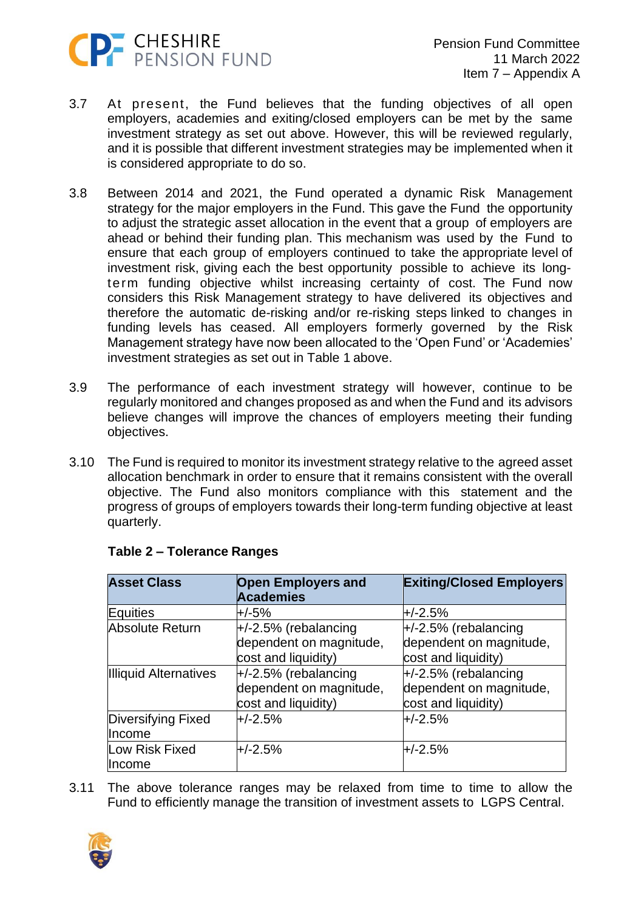3.7 At present, the Fund believes that the funding objectives of all open employers, academies and exiting/closed employers can be met by the same investment strategy as set out above. However, this will be reviewed regularly, and it is possible that different investment strategies may be implemented when it is considered appropriate to do so.

3.8 Between 2014 and 2021, the Fund operated a dynamic Risk Management strategy for the major employers in the Fund. This gave the Fund the opportunity to adjust the strategic asset allocation in the event that a group of employers are ahead or behind their funding plan. This mechanism was used by the Fund to ensure that each group of employers continued to take the appropriate level of investment risk, giving each the best opportunity possible to achieve its long-term funding objective whilst increasing certainty of cost. The Fund now considers this Risk Management strategy to have delivered its objectives and therefore the automatic de-risking and/or re-risking steps linked to changes in funding levels has ceased. All employers formerly governed by the Risk Management strategy have now been allocated to the 'Open Fund' or 'Academies' investment strategies as set out in Table 1 above.

3.9 The performance of each investment strategy will however, continue to be regularly monitored and changes proposed as and when the Fund and its advisors believe changes will improve the chances of employers meeting their funding objectives.

3.10 The Fund is required to monitor its investment strategy relative to the agreed asset allocation benchmark in order to ensure that it remains consistent with the overall objective. The Fund also monitors compliance with this statement and the progress of groups of employers towards their long-term funding objective at least quarterly.

**Table 2 – Tolerance Ranges**

| Asset Class | Open Employers and Academies | Exiting/Closed Employers |
|---|---|---|
| Equities | +/-5% | +/-2.5% |
| Absolute Return | +/-2.5% (rebalancing dependent on magnitude, cost and liquidity) | +/-2.5% (rebalancing dependent on magnitude, cost and liquidity) |
| Illiquid Alternatives | +/-2.5% (rebalancing dependent on magnitude, cost and liquidity) | +/-2.5% (rebalancing dependent on magnitude, cost and liquidity) |
| Diversifying Fixed Income | +/-2.5% | +/-2.5% |
| Low Risk Fixed Income | +/-2.5% | +/-2.5% |

3.11 The above tolerance ranges may be relaxed from time to time to allow the Fund to efficiently manage the transition of investment assets to LGPS Central.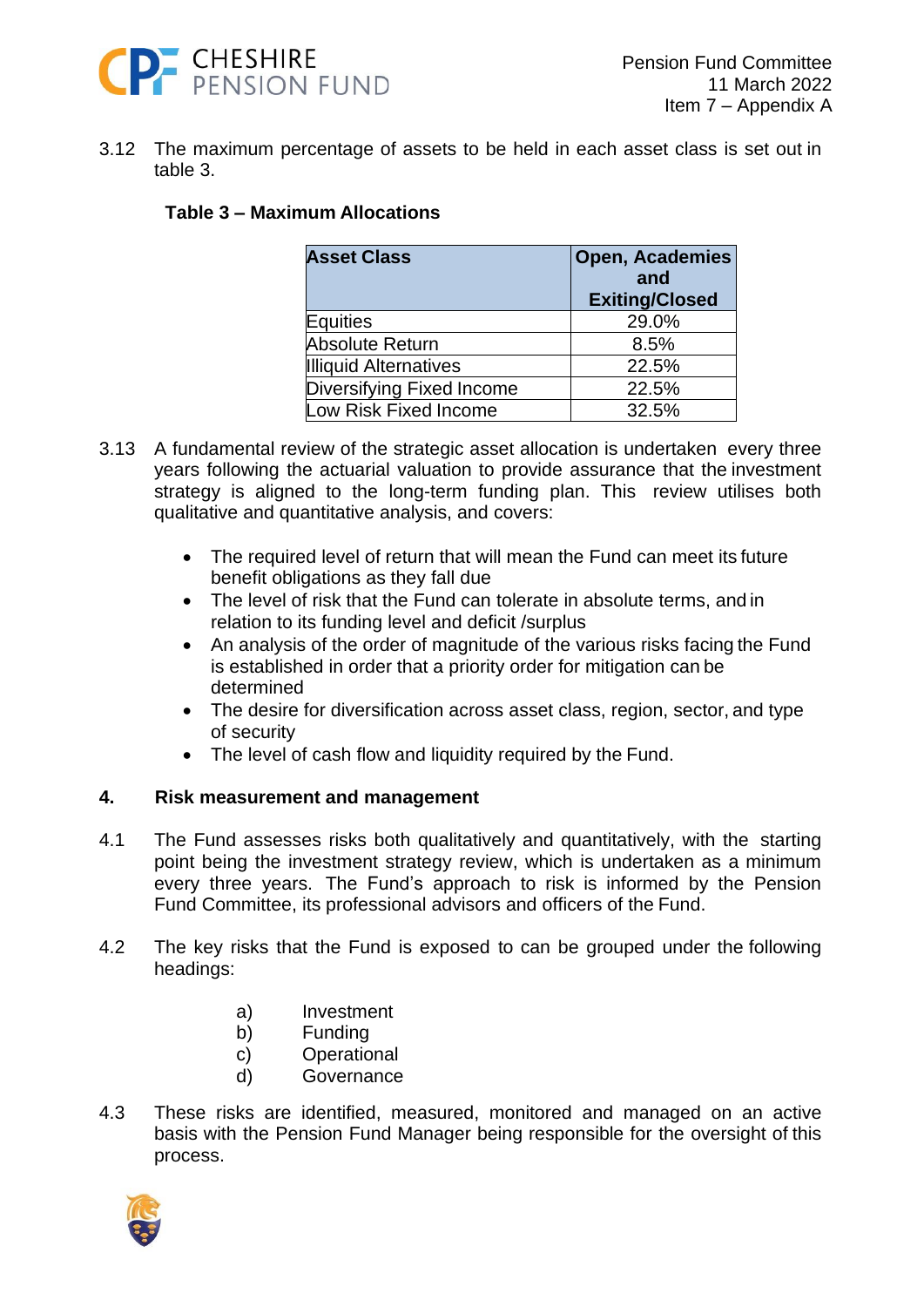3.12 The maximum percentage of assets to be held in each asset class is set out in table 3.

**Table 3 – Maximum Allocations**

| Asset Class | Open, Academies and Exiting/Closed |
|---|---|
| Equities | 29.0% |
| Absolute Return | 8.5% |
| Illiquid Alternatives | 22.5% |
| Diversifying Fixed Income | 22.5% |
| Low Risk Fixed Income | 32.5% |

3.13 A fundamental review of the strategic asset allocation is undertaken every three years following the actuarial valuation to provide assurance that the investment strategy is aligned to the long-term funding plan. This review utilises both qualitative and quantitative analysis, and covers:

- The required level of return that will mean the Fund can meet its future benefit obligations as they fall due
- The level of risk that the Fund can tolerate in absolute terms, and in relation to its funding level and deficit /surplus
- An analysis of the order of magnitude of the various risks facing the Fund is established in order that a priority order for mitigation can be determined
- The desire for diversification across asset class, region, sector, and type of security
- The level of cash flow and liquidity required by the Fund.

## 4. Risk measurement and management

4.1 The Fund assesses risks both qualitatively and quantitatively, with the starting point being the investment strategy review, which is undertaken as a minimum every three years. The Fund's approach to risk is informed by the Pension Fund Committee, its professional advisors and officers of the Fund.

4.2 The key risks that the Fund is exposed to can be grouped under the following headings:

a) Investment
b) Funding
c) Operational
d) Governance

4.3 These risks are identified, measured, monitored and managed on an active basis with the Pension Fund Manager being responsible for the oversight of this process.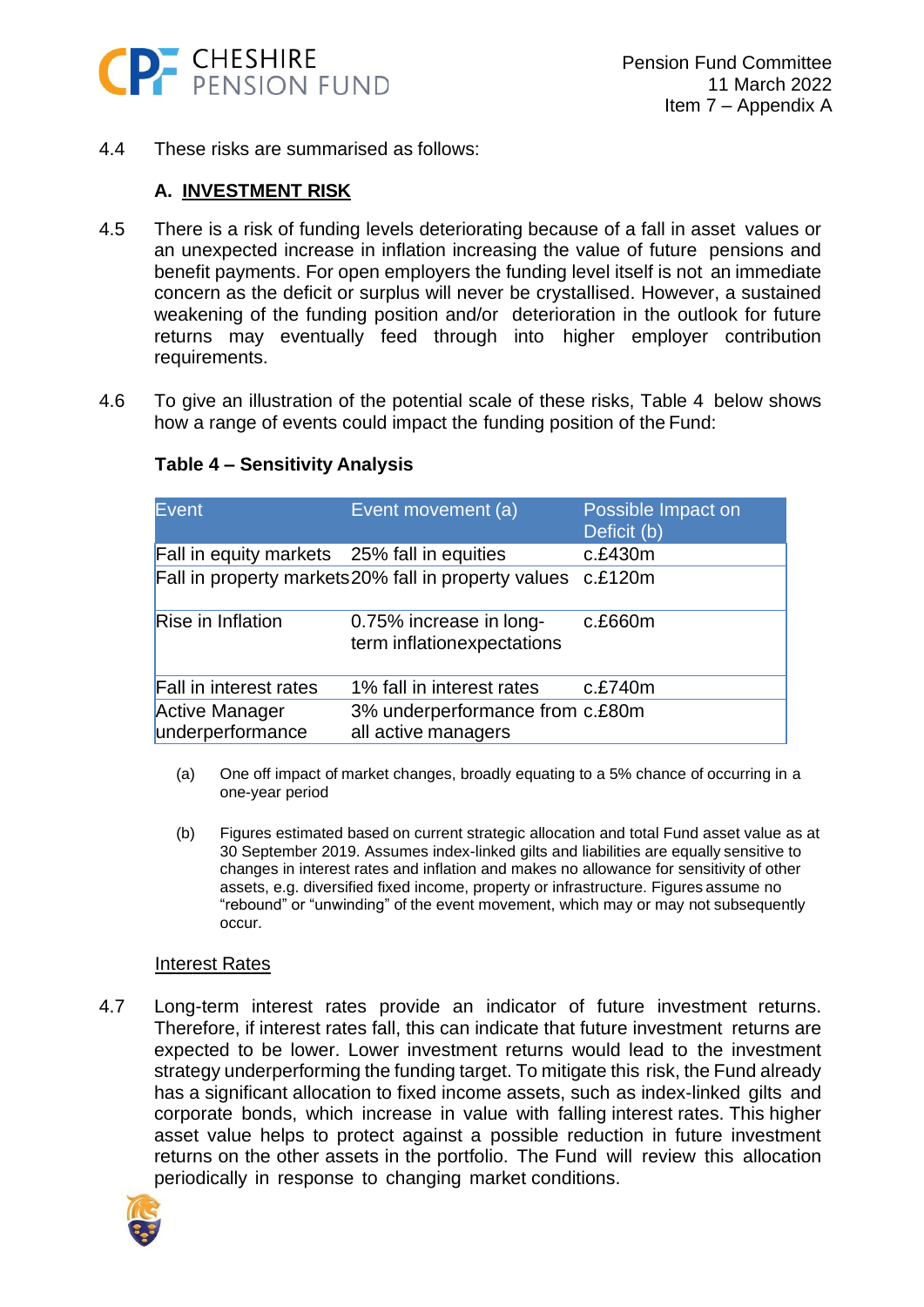4.4 These risks are summarised as follows:

### A. INVESTMENT RISK

4.5 There is a risk of funding levels deteriorating because of a fall in asset values or an unexpected increase in inflation increasing the value of future pensions and benefit payments. For open employers the funding level itself is not an immediate concern as the deficit or surplus will never be crystallised. However, a sustained weakening of the funding position and/or deterioration in the outlook for future returns may eventually feed through into higher employer contribution requirements.

4.6 To give an illustration of the potential scale of these risks, Table 4 below shows how a range of events could impact the funding position of the Fund:

**Table 4 – Sensitivity Analysis**

| Event | Event movement (a) | Possible Impact on Deficit (b) |
|---|---|---|
| Fall in equity markets | 25% fall in equities | c.£430m |
| Fall in property markets | 20% fall in property values | c.£120m |
| Rise in Inflation | 0.75% increase in long-term inflationexpectations | c.£660m |
| Fall in interest rates | 1% fall in interest rates | c.£740m |
| Active Manager underperformance | 3% underperformance from all active managers | c.£80m |

(a) One off impact of market changes, broadly equating to a 5% chance of occurring in a one-year period

(b) Figures estimated based on current strategic allocation and total Fund asset value as at 30 September 2019. Assumes index-linked gilts and liabilities are equally sensitive to changes in interest rates and inflation and makes no allowance for sensitivity of other assets, e.g. diversified fixed income, property or infrastructure. Figures assume no "rebound" or "unwinding" of the event movement, which may or may not subsequently occur.

#### Interest Rates

4.7 Long-term interest rates provide an indicator of future investment returns. Therefore, if interest rates fall, this can indicate that future investment returns are expected to be lower. Lower investment returns would lead to the investment strategy underperforming the funding target. To mitigate this risk, the Fund already has a significant allocation to fixed income assets, such as index-linked gilts and corporate bonds, which increase in value with falling interest rates. This higher asset value helps to protect against a possible reduction in future investment returns on the other assets in the portfolio. The Fund will review this allocation periodically in response to changing market conditions.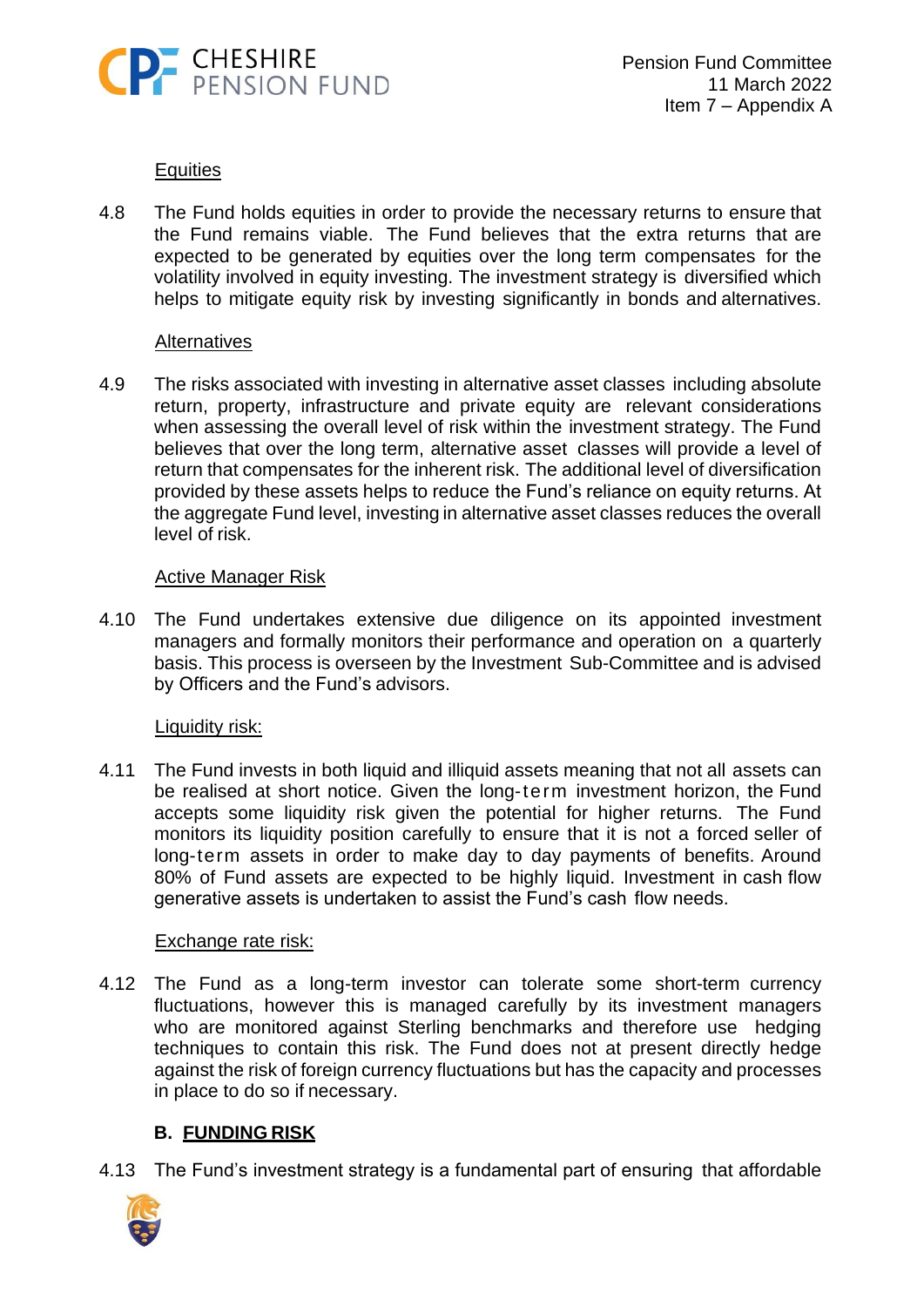Equities

4.8 The Fund holds equities in order to provide the necessary returns to ensure that the Fund remains viable. The Fund believes that the extra returns that are expected to be generated by equities over the long term compensates for the volatility involved in equity investing. The investment strategy is diversified which helps to mitigate equity risk by investing significantly in bonds and alternatives.

Alternatives

4.9 The risks associated with investing in alternative asset classes including absolute return, property, infrastructure and private equity are relevant considerations when assessing the overall level of risk within the investment strategy. The Fund believes that over the long term, alternative asset classes will provide a level of return that compensates for the inherent risk. The additional level of diversification provided by these assets helps to reduce the Fund's reliance on equity returns. At the aggregate Fund level, investing in alternative asset classes reduces the overall level of risk.

Active Manager Risk

4.10 The Fund undertakes extensive due diligence on its appointed investment managers and formally monitors their performance and operation on a quarterly basis. This process is overseen by the Investment Sub-Committee and is advised by Officers and the Fund's advisors.

Liquidity risk:

4.11 The Fund invests in both liquid and illiquid assets meaning that not all assets can be realised at short notice. Given the long-term investment horizon, the Fund accepts some liquidity risk given the potential for higher returns. The Fund monitors its liquidity position carefully to ensure that it is not a forced seller of long-term assets in order to make day to day payments of benefits. Around 80% of Fund assets are expected to be highly liquid. Investment in cash flow generative assets is undertaken to assist the Fund's cash flow needs.

Exchange rate risk:

4.12 The Fund as a long-term investor can tolerate some short-term currency fluctuations, however this is managed carefully by its investment managers who are monitored against Sterling benchmarks and therefore use hedging techniques to contain this risk. The Fund does not at present directly hedge against the risk of foreign currency fluctuations but has the capacity and processes in place to do so if necessary.

## B. FUNDING RISK

4.13 The Fund's investment strategy is a fundamental part of ensuring that affordable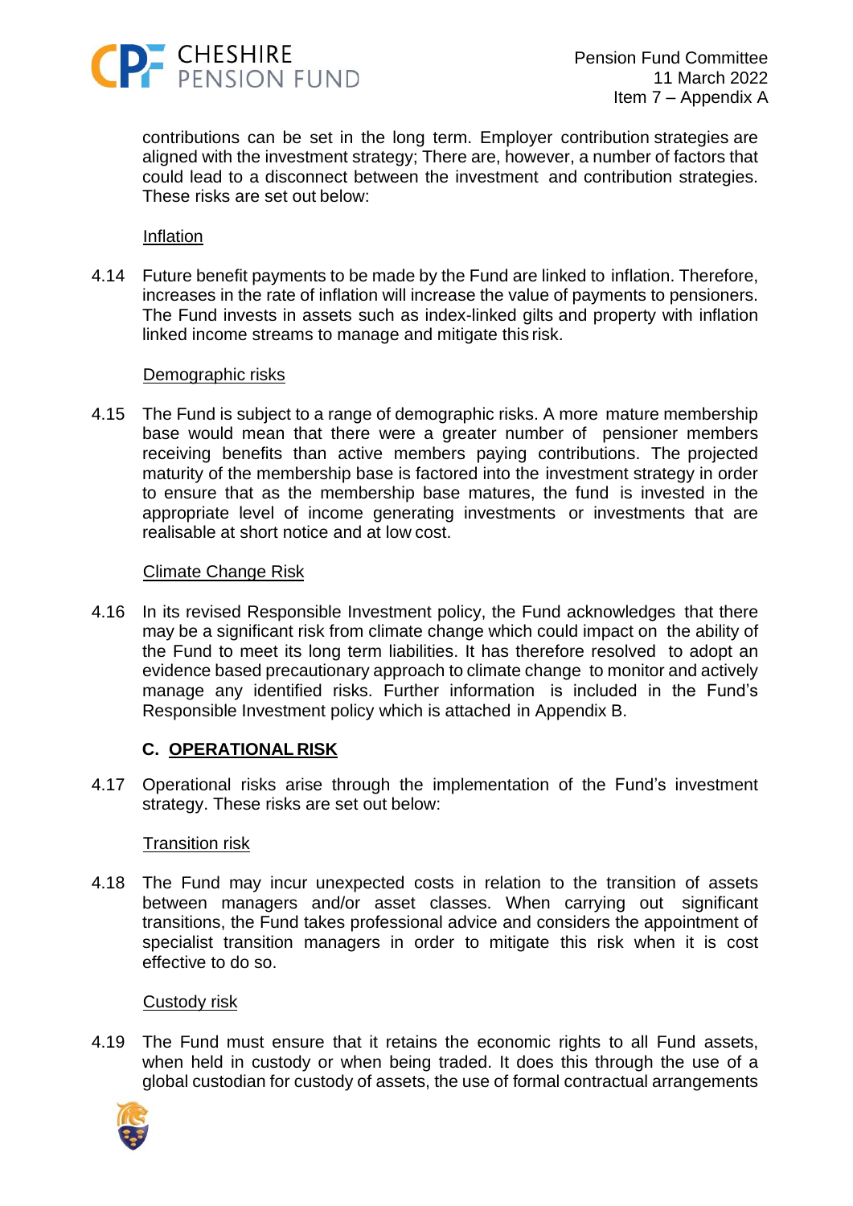contributions can be set in the long term. Employer contribution strategies are aligned with the investment strategy; There are, however, a number of factors that could lead to a disconnect between the investment and contribution strategies. These risks are set out below:

Inflation

4.14 Future benefit payments to be made by the Fund are linked to inflation. Therefore, increases in the rate of inflation will increase the value of payments to pensioners. The Fund invests in assets such as index-linked gilts and property with inflation linked income streams to manage and mitigate this risk.

Demographic risks

4.15 The Fund is subject to a range of demographic risks. A more mature membership base would mean that there were a greater number of pensioner members receiving benefits than active members paying contributions. The projected maturity of the membership base is factored into the investment strategy in order to ensure that as the membership base matures, the fund is invested in the appropriate level of income generating investments or investments that are realisable at short notice and at low cost.

Climate Change Risk

4.16 In its revised Responsible Investment policy, the Fund acknowledges that there may be a significant risk from climate change which could impact on the ability of the Fund to meet its long term liabilities. It has therefore resolved to adopt an evidence based precautionary approach to climate change to monitor and actively manage any identified risks. Further information is included in the Fund's Responsible Investment policy which is attached in Appendix B.

### C. OPERATIONAL RISK

4.17 Operational risks arise through the implementation of the Fund's investment strategy. These risks are set out below:

Transition risk

4.18 The Fund may incur unexpected costs in relation to the transition of assets between managers and/or asset classes. When carrying out significant transitions, the Fund takes professional advice and considers the appointment of specialist transition managers in order to mitigate this risk when it is cost effective to do so.

Custody risk

4.19 The Fund must ensure that it retains the economic rights to all Fund assets, when held in custody or when being traded. It does this through the use of a global custodian for custody of assets, the use of formal contractual arrangements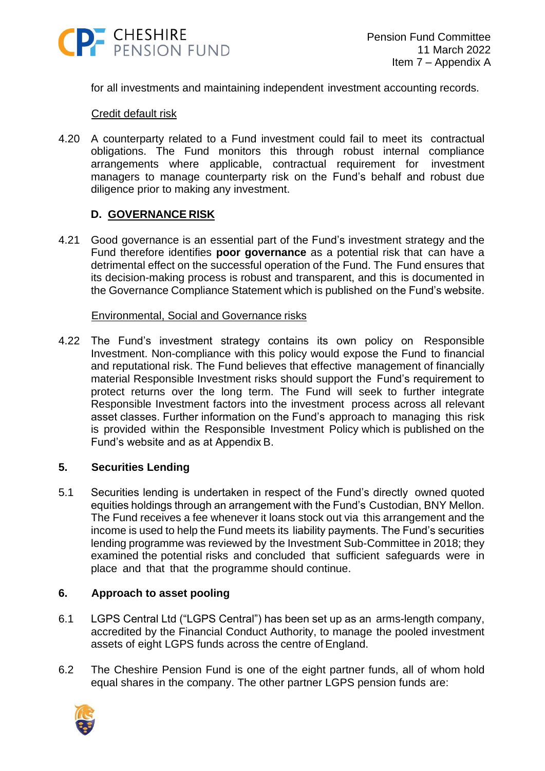for all investments and maintaining independent investment accounting records.

Credit default risk

4.20 A counterparty related to a Fund investment could fail to meet its contractual obligations. The Fund monitors this through robust internal compliance arrangements where applicable, contractual requirement for investment managers to manage counterparty risk on the Fund's behalf and robust due diligence prior to making any investment.

### D. GOVERNANCE RISK

4.21 Good governance is an essential part of the Fund's investment strategy and the Fund therefore identifies **poor governance** as a potential risk that can have a detrimental effect on the successful operation of the Fund. The Fund ensures that its decision-making process is robust and transparent, and this is documented in the Governance Compliance Statement which is published on the Fund's website.

Environmental, Social and Governance risks

4.22 The Fund's investment strategy contains its own policy on Responsible Investment. Non-compliance with this policy would expose the Fund to financial and reputational risk. The Fund believes that effective management of financially material Responsible Investment risks should support the Fund's requirement to protect returns over the long term. The Fund will seek to further integrate Responsible Investment factors into the investment process across all relevant asset classes. Further information on the Fund's approach to managing this risk is provided within the Responsible Investment Policy which is published on the Fund's website and as at Appendix B.

## 5. Securities Lending

5.1 Securities lending is undertaken in respect of the Fund's directly owned quoted equities holdings through an arrangement with the Fund's Custodian, BNY Mellon. The Fund receives a fee whenever it loans stock out via this arrangement and the income is used to help the Fund meets its liability payments. The Fund's securities lending programme was reviewed by the Investment Sub-Committee in 2018; they examined the potential risks and concluded that sufficient safeguards were in place and that that the programme should continue.

## 6. Approach to asset pooling

6.1 LGPS Central Ltd ("LGPS Central") has been set up as an arms-length company, accredited by the Financial Conduct Authority, to manage the pooled investment assets of eight LGPS funds across the centre of England.

6.2 The Cheshire Pension Fund is one of the eight partner funds, all of whom hold equal shares in the company. The other partner LGPS pension funds are: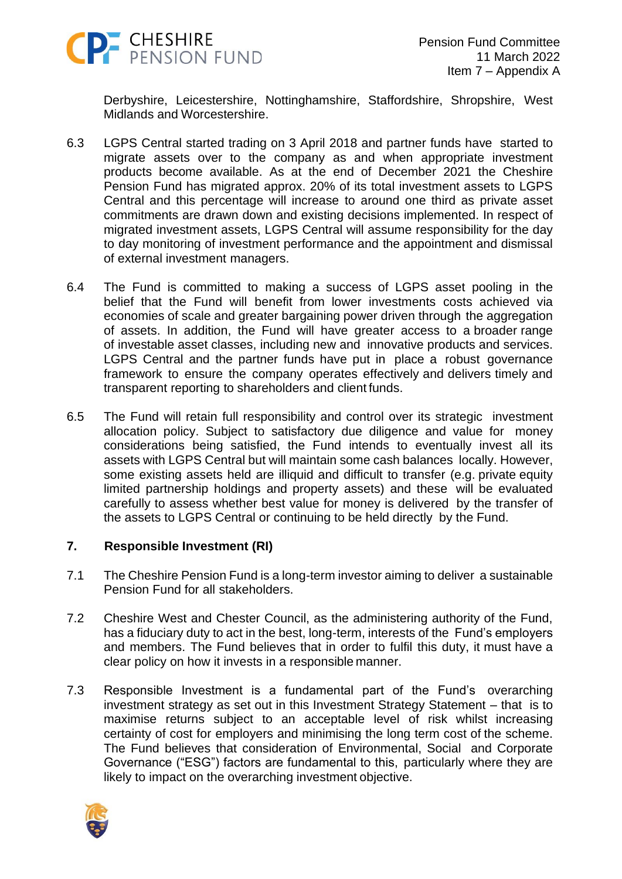Derbyshire, Leicestershire, Nottinghamshire, Staffordshire, Shropshire, West Midlands and Worcestershire.

6.3 LGPS Central started trading on 3 April 2018 and partner funds have started to migrate assets over to the company as and when appropriate investment products become available. As at the end of December 2021 the Cheshire Pension Fund has migrated approx. 20% of its total investment assets to LGPS Central and this percentage will increase to around one third as private asset commitments are drawn down and existing decisions implemented. In respect of migrated investment assets, LGPS Central will assume responsibility for the day to day monitoring of investment performance and the appointment and dismissal of external investment managers.

6.4 The Fund is committed to making a success of LGPS asset pooling in the belief that the Fund will benefit from lower investments costs achieved via economies of scale and greater bargaining power driven through the aggregation of assets. In addition, the Fund will have greater access to a broader range of investable asset classes, including new and innovative products and services. LGPS Central and the partner funds have put in place a robust governance framework to ensure the company operates effectively and delivers timely and transparent reporting to shareholders and client funds.

6.5 The Fund will retain full responsibility and control over its strategic investment allocation policy. Subject to satisfactory due diligence and value for money considerations being satisfied, the Fund intends to eventually invest all its assets with LGPS Central but will maintain some cash balances locally. However, some existing assets held are illiquid and difficult to transfer (e.g. private equity limited partnership holdings and property assets) and these will be evaluated carefully to assess whether best value for money is delivered by the transfer of the assets to LGPS Central or continuing to be held directly by the Fund.

## 7. Responsible Investment (RI)

7.1 The Cheshire Pension Fund is a long-term investor aiming to deliver a sustainable Pension Fund for all stakeholders.

7.2 Cheshire West and Chester Council, as the administering authority of the Fund, has a fiduciary duty to act in the best, long-term, interests of the Fund's employers and members. The Fund believes that in order to fulfil this duty, it must have a clear policy on how it invests in a responsible manner.

7.3 Responsible Investment is a fundamental part of the Fund's overarching investment strategy as set out in this Investment Strategy Statement – that is to maximise returns subject to an acceptable level of risk whilst increasing certainty of cost for employers and minimising the long term cost of the scheme. The Fund believes that consideration of Environmental, Social and Corporate Governance ("ESG") factors are fundamental to this, particularly where they are likely to impact on the overarching investment objective.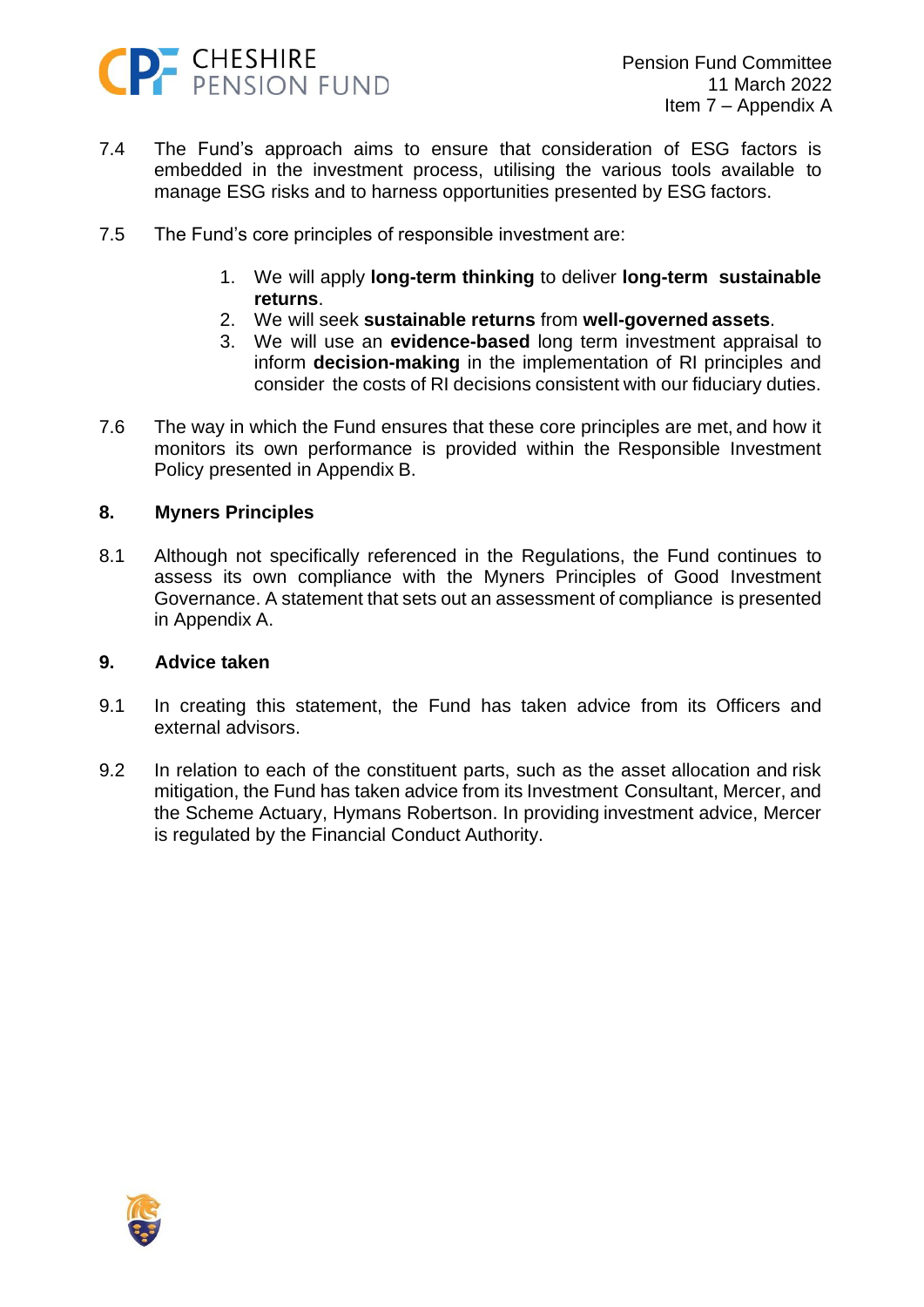7.4 The Fund's approach aims to ensure that consideration of ESG factors is embedded in the investment process, utilising the various tools available to manage ESG risks and to harness opportunities presented by ESG factors.

7.5 The Fund's core principles of responsible investment are:

1. We will apply **long-term thinking** to deliver **long-term sustainable returns**.
2. We will seek **sustainable returns** from **well-governed assets**.
3. We will use an **evidence-based** long term investment appraisal to inform **decision-making** in the implementation of RI principles and consider the costs of RI decisions consistent with our fiduciary duties.

7.6 The way in which the Fund ensures that these core principles are met, and how it monitors its own performance is provided within the Responsible Investment Policy presented in Appendix B.

## 8. Myners Principles

8.1 Although not specifically referenced in the Regulations, the Fund continues to assess its own compliance with the Myners Principles of Good Investment Governance. A statement that sets out an assessment of compliance is presented in Appendix A.

## 9. Advice taken

9.1 In creating this statement, the Fund has taken advice from its Officers and external advisors.

9.2 In relation to each of the constituent parts, such as the asset allocation and risk mitigation, the Fund has taken advice from its Investment Consultant, Mercer, and the Scheme Actuary, Hymans Robertson. In providing investment advice, Mercer is regulated by the Financial Conduct Authority.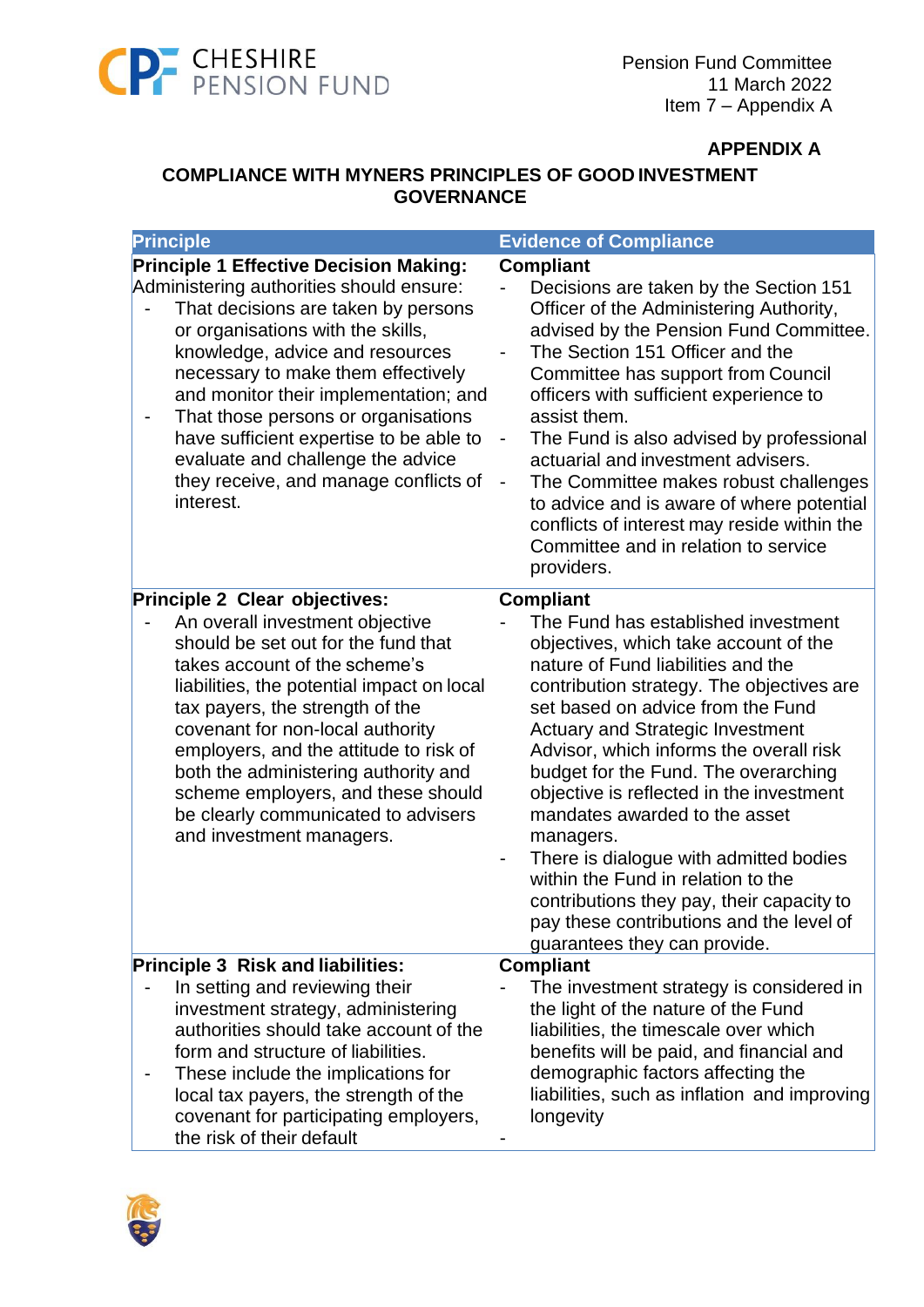**APPENDIX A**

**COMPLIANCE WITH MYNERS PRINCIPLES OF GOOD INVESTMENT GOVERNANCE**

| Principle | Evidence of Compliance |
|---|---|
| **Principle 1 Effective Decision Making:** Administering authorities should ensure:<br>- That decisions are taken by persons or organisations with the skills, knowledge, advice and resources necessary to make them effectively and monitor their implementation; and<br>- That those persons or organisations have sufficient expertise to be able to evaluate and challenge the advice they receive, and manage conflicts of interest. | **Compliant**<br>- Decisions are taken by the Section 151 Officer of the Administering Authority, advised by the Pension Fund Committee.<br>- The Section 151 Officer and the Committee has support from Council officers with sufficient experience to assist them.<br>- The Fund is also advised by professional actuarial and investment advisers.<br>- The Committee makes robust challenges to advice and is aware of where potential conflicts of interest may reside within the Committee and in relation to service providers. |
| **Principle 2 Clear objectives:**<br>- An overall investment objective should be set out for the fund that takes account of the scheme's liabilities, the potential impact on local tax payers, the strength of the covenant for non-local authority employers, and the attitude to risk of both the administering authority and scheme employers, and these should be clearly communicated to advisers and investment managers. | **Compliant**<br>- The Fund has established investment objectives, which take account of the nature of Fund liabilities and the contribution strategy. The objectives are set based on advice from the Fund Actuary and Strategic Investment Advisor, which informs the overall risk budget for the Fund. The overarching objective is reflected in the investment mandates awarded to the asset managers.<br>- There is dialogue with admitted bodies within the Fund in relation to the contributions they pay, their capacity to pay these contributions and the level of guarantees they can provide. |
| **Principle 3 Risk and liabilities:**<br>- In setting and reviewing their investment strategy, administering authorities should take account of the form and structure of liabilities.<br>- These include the implications for local tax payers, the strength of the covenant for participating employers, the risk of their default | **Compliant**<br>- The investment strategy is considered in the light of the nature of the Fund liabilities, the timescale over which benefits will be paid, and financial and demographic factors affecting the liabilities, such as inflation and improving longevity<br>- |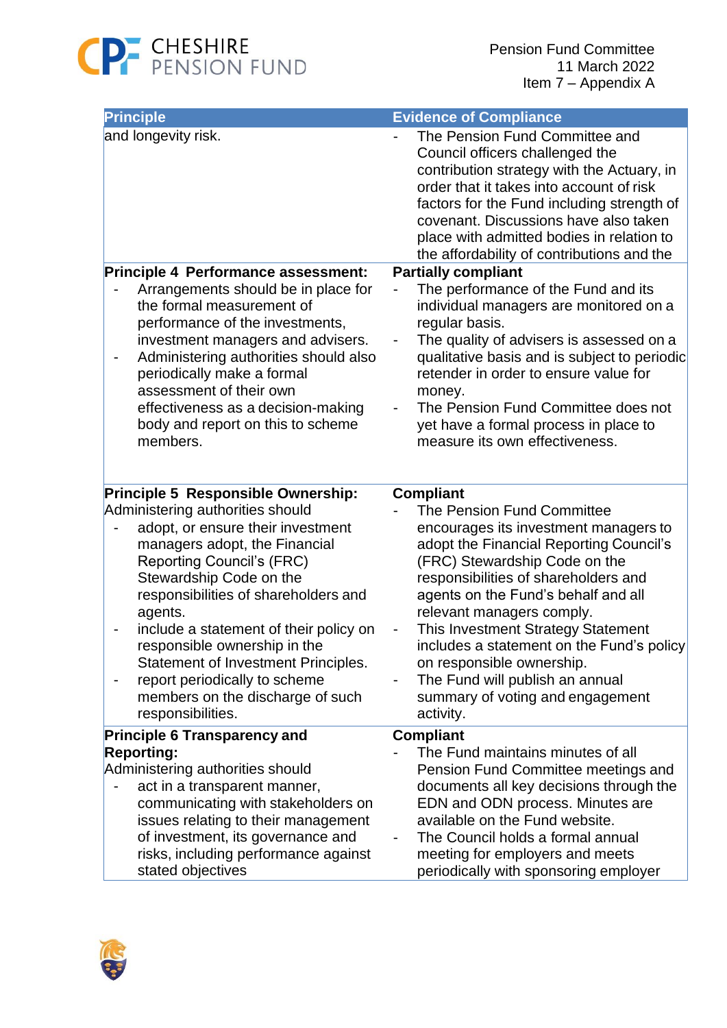| Principle | Evidence of Compliance |
|---|---|
| and longevity risk. | - The Pension Fund Committee and Council officers challenged the contribution strategy with the Actuary, in order that it takes into account of risk factors for the Fund including strength of covenant. Discussions have also taken place with admitted bodies in relation to the affordability of contributions and the |
| **Principle 4 Performance assessment:**<br>- Arrangements should be in place for the formal measurement of performance of the investments, investment managers and advisers.<br>- Administering authorities should also periodically make a formal assessment of their own effectiveness as a decision-making body and report on this to scheme members. | **Partially compliant**<br>- The performance of the Fund and its individual managers are monitored on a regular basis.<br>- The quality of advisers is assessed on a qualitative basis and is subject to periodic retender in order to ensure value for money.<br>- The Pension Fund Committee does not yet have a formal process in place to measure its own effectiveness. |
| **Principle 5 Responsible Ownership:**<br>Administering authorities should<br>- adopt, or ensure their investment managers adopt, the Financial Reporting Council's (FRC) Stewardship Code on the responsibilities of shareholders and agents.<br>- include a statement of their policy on responsible ownership in the Statement of Investment Principles.<br>- report periodically to scheme members on the discharge of such responsibilities. | **Compliant**<br>- The Pension Fund Committee encourages its investment managers to adopt the Financial Reporting Council's (FRC) Stewardship Code on the responsibilities of shareholders and agents on the Fund's behalf and all relevant managers comply.<br>- This Investment Strategy Statement includes a statement on the Fund's policy on responsible ownership.<br>- The Fund will publish an annual summary of voting and engagement activity. |
| **Principle 6 Transparency and Reporting:**<br>Administering authorities should<br>- act in a transparent manner, communicating with stakeholders on issues relating to their management of investment, its governance and risks, including performance against stated objectives | **Compliant**<br>- The Fund maintains minutes of all Pension Fund Committee meetings and documents all key decisions through the EDN and ODN process. Minutes are available on the Fund website.<br>- The Council holds a formal annual meeting for employers and meets periodically with sponsoring employer |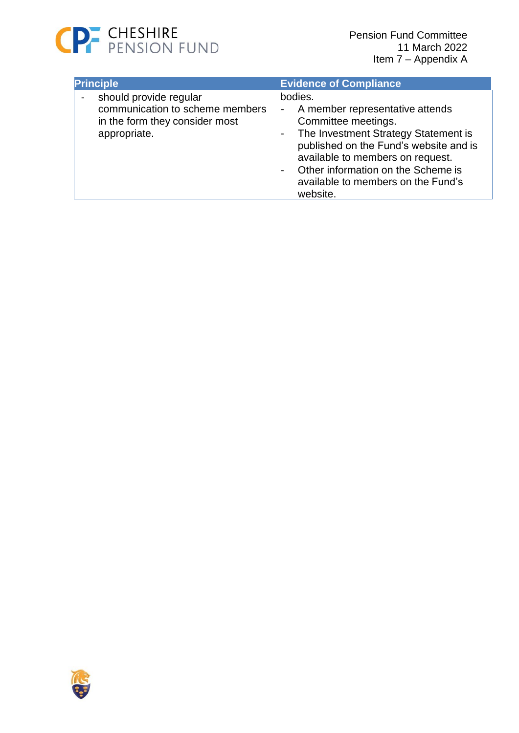| Principle | Evidence of Compliance |
| --- | --- |
| - should provide regular communication to scheme members in the form they consider most appropriate. | bodies.<br>- A member representative attends Committee meetings.<br>- The Investment Strategy Statement is published on the Fund's website and is available to members on request.<br>- Other information on the Scheme is available to members on the Fund's website. |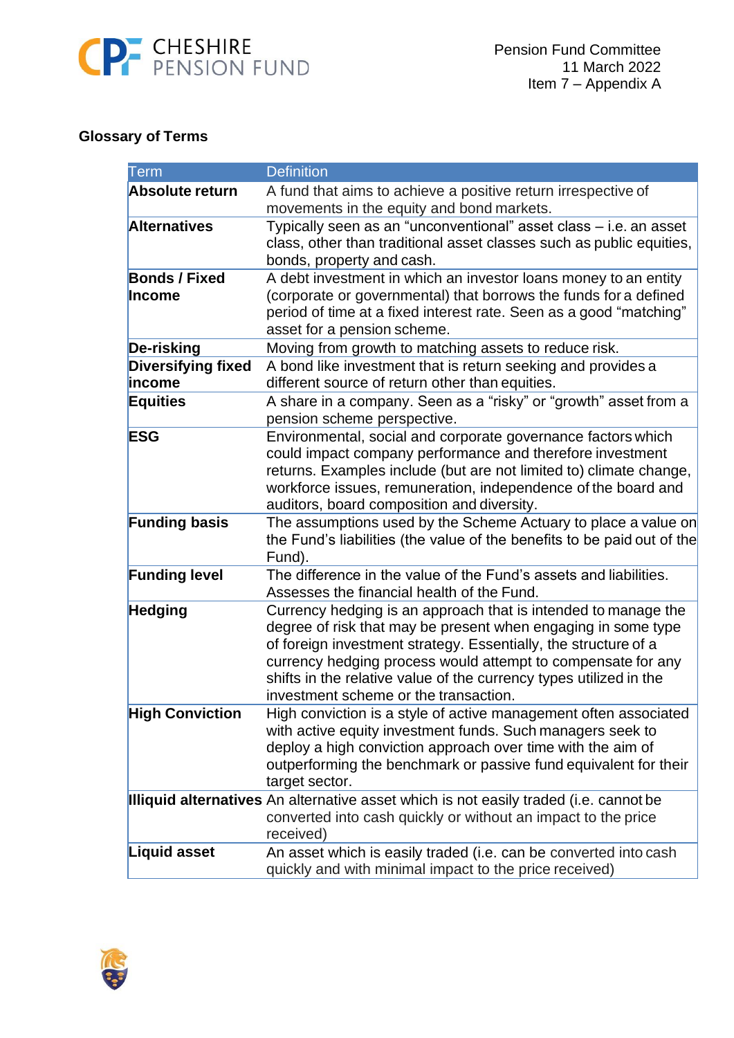## Glossary of Terms

| Term | Definition |
|---|---|
| **Absolute return** | A fund that aims to achieve a positive return irrespective of movements in the equity and bond markets. |
| **Alternatives** | Typically seen as an "unconventional" asset class – i.e. an asset class, other than traditional asset classes such as public equities, bonds, property and cash. |
| **Bonds / Fixed Income** | A debt investment in which an investor loans money to an entity (corporate or governmental) that borrows the funds for a defined period of time at a fixed interest rate. Seen as a good "matching" asset for a pension scheme. |
| **De-risking** | Moving from growth to matching assets to reduce risk. |
| **Diversifying fixed income** | A bond like investment that is return seeking and provides a different source of return other than equities. |
| **Equities** | A share in a company. Seen as a "risky" or "growth" asset from a pension scheme perspective. |
| **ESG** | Environmental, social and corporate governance factors which could impact company performance and therefore investment returns. Examples include (but are not limited to) climate change, workforce issues, remuneration, independence of the board and auditors, board composition and diversity. |
| **Funding basis** | The assumptions used by the Scheme Actuary to place a value on the Fund's liabilities (the value of the benefits to be paid out of the Fund). |
| **Funding level** | The difference in the value of the Fund's assets and liabilities. Assesses the financial health of the Fund. |
| **Hedging** | Currency hedging is an approach that is intended to manage the degree of risk that may be present when engaging in some type of foreign investment strategy. Essentially, the structure of a currency hedging process would attempt to compensate for any shifts in the relative value of the currency types utilized in the investment scheme or the transaction. |
| **High Conviction** | High conviction is a style of active management often associated with active equity investment funds. Such managers seek to deploy a high conviction approach over time with the aim of outperforming the benchmark or passive fund equivalent for their target sector. |
| **Illiquid alternatives** | An alternative asset which is not easily traded (i.e. cannot be converted into cash quickly or without an impact to the price received) |
| **Liquid asset** | An asset which is easily traded (i.e. can be converted into cash quickly and with minimal impact to the price received) |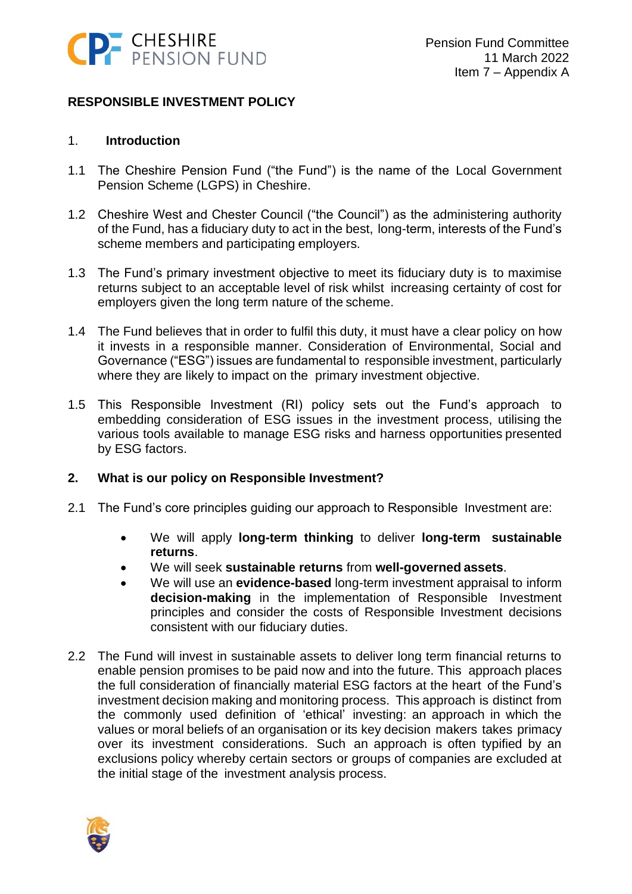Pension Fund Committee
11 March 2022
Item 7 – Appendix A

# RESPONSIBLE INVESTMENT POLICY

## 1. Introduction

1.1 The Cheshire Pension Fund ("the Fund") is the name of the Local Government Pension Scheme (LGPS) in Cheshire.

1.2 Cheshire West and Chester Council ("the Council") as the administering authority of the Fund, has a fiduciary duty to act in the best, long-term, interests of the Fund's scheme members and participating employers.

1.3 The Fund's primary investment objective to meet its fiduciary duty is to maximise returns subject to an acceptable level of risk whilst increasing certainty of cost for employers given the long term nature of the scheme.

1.4 The Fund believes that in order to fulfil this duty, it must have a clear policy on how it invests in a responsible manner. Consideration of Environmental, Social and Governance ("ESG") issues are fundamental to responsible investment, particularly where they are likely to impact on the primary investment objective.

1.5 This Responsible Investment (RI) policy sets out the Fund's approach to embedding consideration of ESG issues in the investment process, utilising the various tools available to manage ESG risks and harness opportunities presented by ESG factors.

## 2. What is our policy on Responsible Investment?

2.1 The Fund's core principles guiding our approach to Responsible Investment are:

- We will apply **long-term thinking** to deliver **long-term sustainable returns**.
- We will seek **sustainable returns** from **well-governed assets**.
- We will use an **evidence-based** long-term investment appraisal to inform **decision-making** in the implementation of Responsible Investment principles and consider the costs of Responsible Investment decisions consistent with our fiduciary duties.

2.2 The Fund will invest in sustainable assets to deliver long term financial returns to enable pension promises to be paid now and into the future. This approach places the full consideration of financially material ESG factors at the heart of the Fund's investment decision making and monitoring process. This approach is distinct from the commonly used definition of 'ethical' investing: an approach in which the values or moral beliefs of an organisation or its key decision makers takes primacy over its investment considerations. Such an approach is often typified by an exclusions policy whereby certain sectors or groups of companies are excluded at the initial stage of the investment analysis process.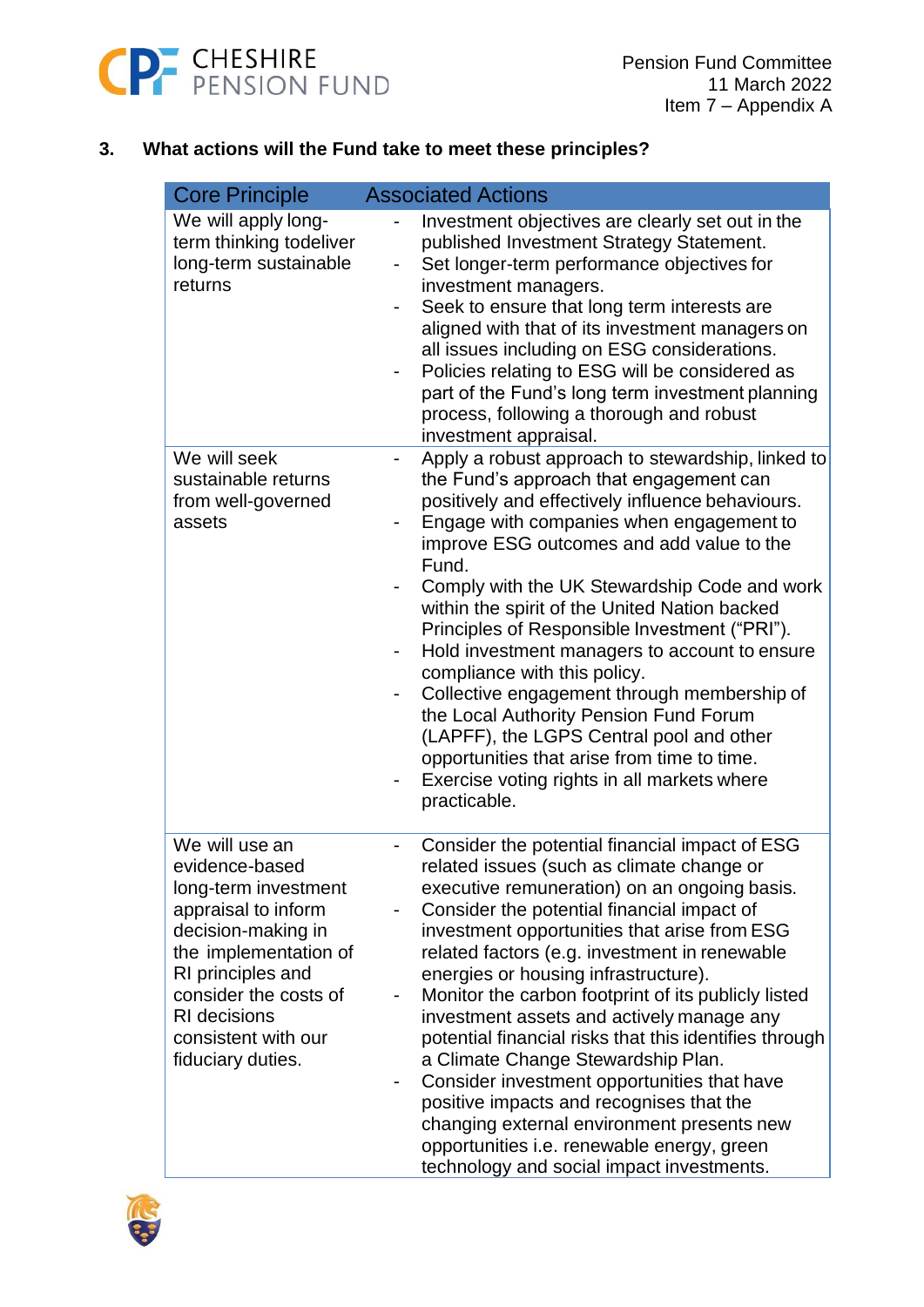### 3. What actions will the Fund take to meet these principles?

| Core Principle | Associated Actions |
|---|---|
| We will apply long-term thinking todeliver long-term sustainable returns | - Investment objectives are clearly set out in the published Investment Strategy Statement.<br>- Set longer-term performance objectives for investment managers.<br>- Seek to ensure that long term interests are aligned with that of its investment managers on all issues including on ESG considerations.<br>- Policies relating to ESG will be considered as part of the Fund's long term investment planning process, following a thorough and robust investment appraisal. |
| We will seek sustainable returns from well-governed assets | - Apply a robust approach to stewardship, linked to the Fund's approach that engagement can positively and effectively influence behaviours.<br>- Engage with companies when engagement to improve ESG outcomes and add value to the Fund.<br>- Comply with the UK Stewardship Code and work within the spirit of the United Nation backed Principles of Responsible Investment ("PRI").<br>- Hold investment managers to account to ensure compliance with this policy.<br>- Collective engagement through membership of the Local Authority Pension Fund Forum (LAPFF), the LGPS Central pool and other opportunities that arise from time to time.<br>- Exercise voting rights in all markets where practicable. |
| We will use an evidence-based long-term investment appraisal to inform decision-making in the implementation of RI principles and consider the costs of RI decisions consistent with our fiduciary duties. | - Consider the potential financial impact of ESG related issues (such as climate change or executive remuneration) on an ongoing basis.<br>- Consider the potential financial impact of investment opportunities that arise from ESG related factors (e.g. investment in renewable energies or housing infrastructure).<br>- Monitor the carbon footprint of its publicly listed investment assets and actively manage any potential financial risks that this identifies through a Climate Change Stewardship Plan.<br>- Consider investment opportunities that have positive impacts and recognises that the changing external environment presents new opportunities i.e. renewable energy, green technology and social impact investments. |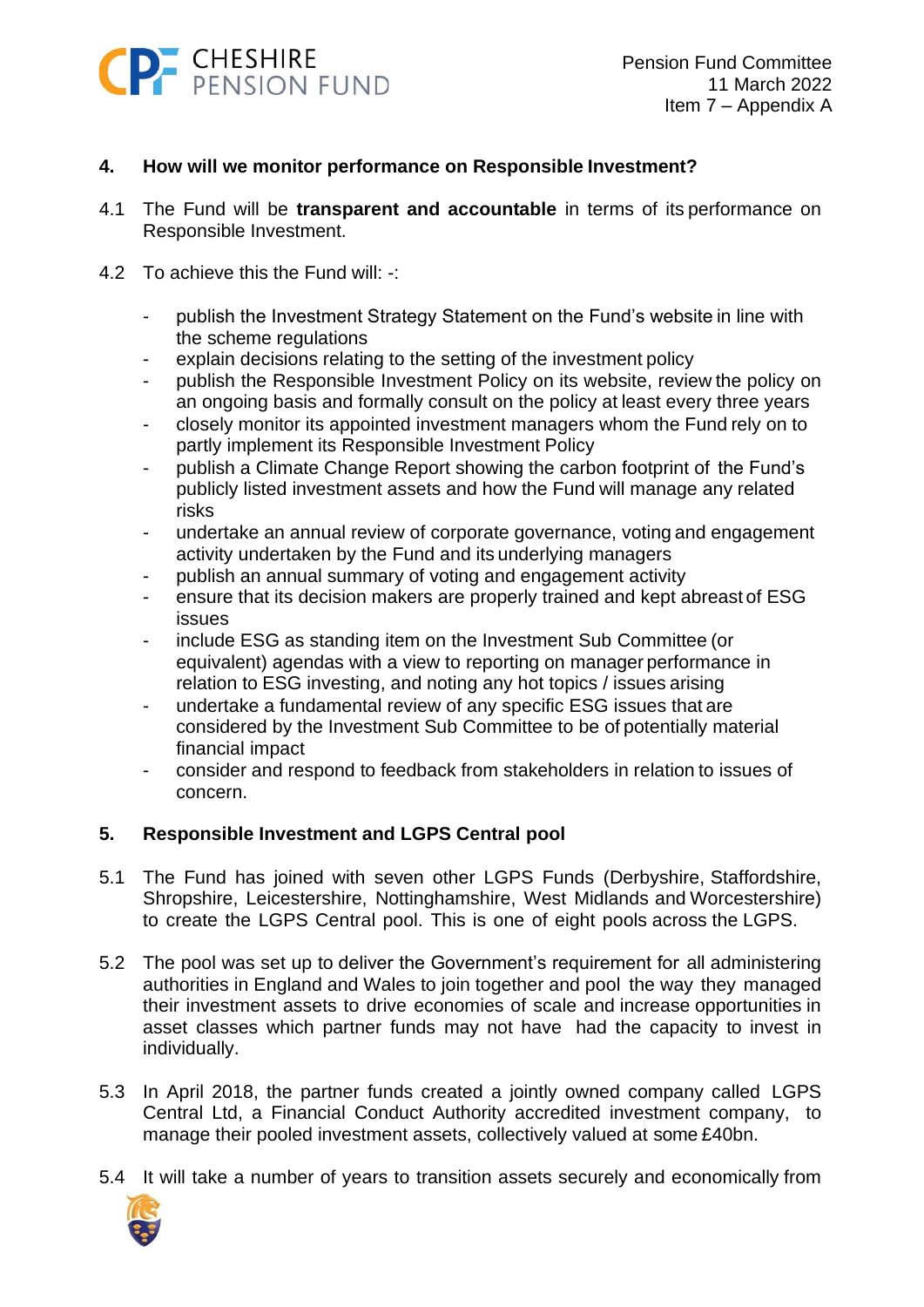## 4. How will we monitor performance on Responsible Investment?

4.1 The Fund will be **transparent and accountable** in terms of its performance on Responsible Investment.

4.2 To achieve this the Fund will: -:

- publish the Investment Strategy Statement on the Fund's website in line with the scheme regulations
- explain decisions relating to the setting of the investment policy
- publish the Responsible Investment Policy on its website, review the policy on an ongoing basis and formally consult on the policy at least every three years
- closely monitor its appointed investment managers whom the Fund rely on to partly implement its Responsible Investment Policy
- publish a Climate Change Report showing the carbon footprint of the Fund's publicly listed investment assets and how the Fund will manage any related risks
- undertake an annual review of corporate governance, voting and engagement activity undertaken by the Fund and its underlying managers
- publish an annual summary of voting and engagement activity
- ensure that its decision makers are properly trained and kept abreast of ESG issues
- include ESG as standing item on the Investment Sub Committee (or equivalent) agendas with a view to reporting on manager performance in relation to ESG investing, and noting any hot topics / issues arising
- undertake a fundamental review of any specific ESG issues that are considered by the Investment Sub Committee to be of potentially material financial impact
- consider and respond to feedback from stakeholders in relation to issues of concern.

## 5. Responsible Investment and LGPS Central pool

5.1 The Fund has joined with seven other LGPS Funds (Derbyshire, Staffordshire, Shropshire, Leicestershire, Nottinghamshire, West Midlands and Worcestershire) to create the LGPS Central pool. This is one of eight pools across the LGPS.

5.2 The pool was set up to deliver the Government's requirement for all administering authorities in England and Wales to join together and pool the way they managed their investment assets to drive economies of scale and increase opportunities in asset classes which partner funds may not have had the capacity to invest in individually.

5.3 In April 2018, the partner funds created a jointly owned company called LGPS Central Ltd, a Financial Conduct Authority accredited investment company, to manage their pooled investment assets, collectively valued at some £40bn.

5.4 It will take a number of years to transition assets securely and economically from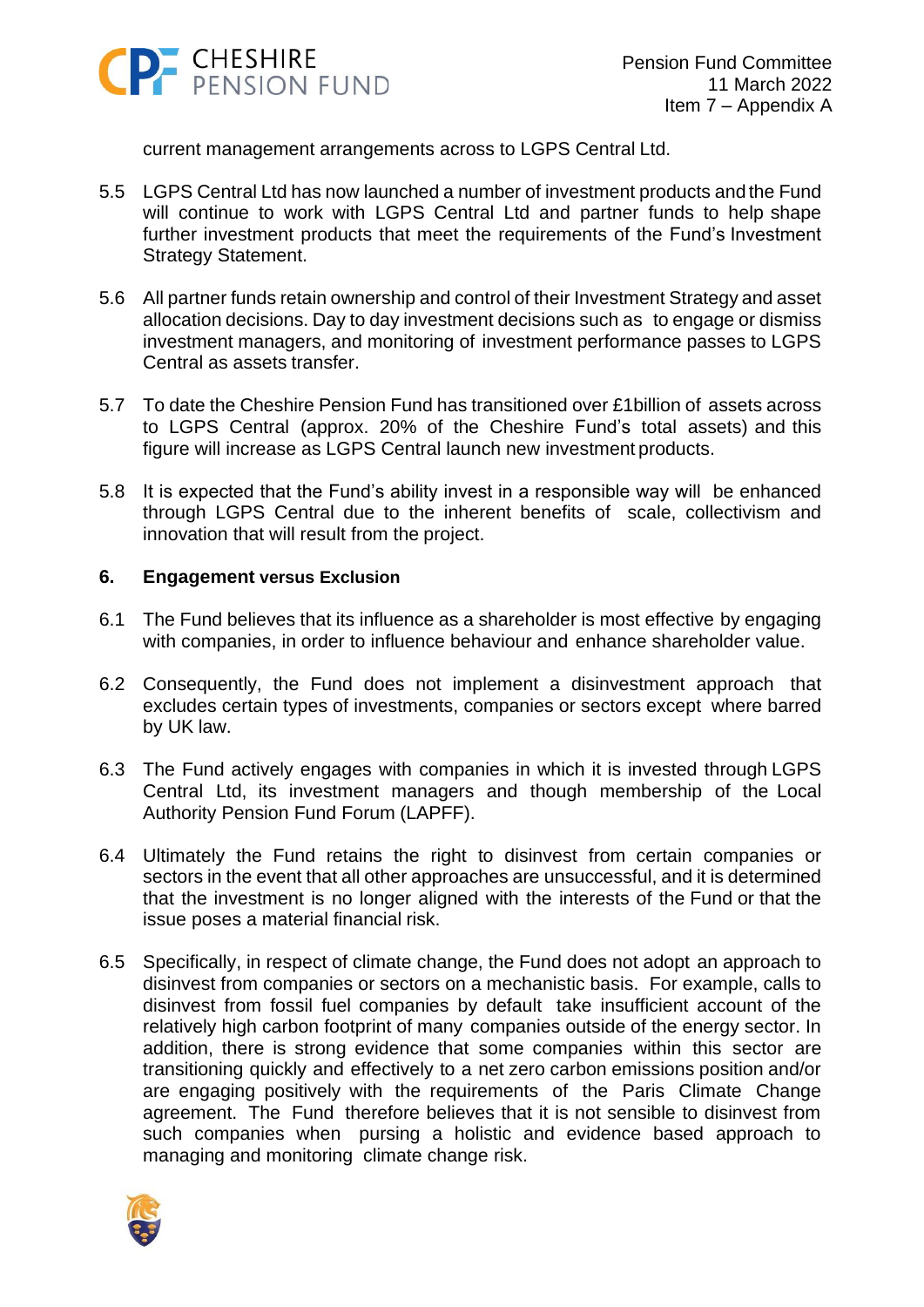current management arrangements across to LGPS Central Ltd.

5.5 LGPS Central Ltd has now launched a number of investment products and the Fund will continue to work with LGPS Central Ltd and partner funds to help shape further investment products that meet the requirements of the Fund's Investment Strategy Statement.

5.6 All partner funds retain ownership and control of their Investment Strategy and asset allocation decisions. Day to day investment decisions such as to engage or dismiss investment managers, and monitoring of investment performance passes to LGPS Central as assets transfer.

5.7 To date the Cheshire Pension Fund has transitioned over £1billion of assets across to LGPS Central (approx. 20% of the Cheshire Fund's total assets) and this figure will increase as LGPS Central launch new investment products.

5.8 It is expected that the Fund's ability invest in a responsible way will be enhanced through LGPS Central due to the inherent benefits of scale, collectivism and innovation that will result from the project.

## 6. Engagement versus Exclusion

6.1 The Fund believes that its influence as a shareholder is most effective by engaging with companies, in order to influence behaviour and enhance shareholder value.

6.2 Consequently, the Fund does not implement a disinvestment approach that excludes certain types of investments, companies or sectors except where barred by UK law.

6.3 The Fund actively engages with companies in which it is invested through LGPS Central Ltd, its investment managers and though membership of the Local Authority Pension Fund Forum (LAPFF).

6.4 Ultimately the Fund retains the right to disinvest from certain companies or sectors in the event that all other approaches are unsuccessful, and it is determined that the investment is no longer aligned with the interests of the Fund or that the issue poses a material financial risk.

6.5 Specifically, in respect of climate change, the Fund does not adopt an approach to disinvest from companies or sectors on a mechanistic basis. For example, calls to disinvest from fossil fuel companies by default take insufficient account of the relatively high carbon footprint of many companies outside of the energy sector. In addition, there is strong evidence that some companies within this sector are transitioning quickly and effectively to a net zero carbon emissions position and/or are engaging positively with the requirements of the Paris Climate Change agreement. The Fund therefore believes that it is not sensible to disinvest from such companies when pursing a holistic and evidence based approach to managing and monitoring climate change risk.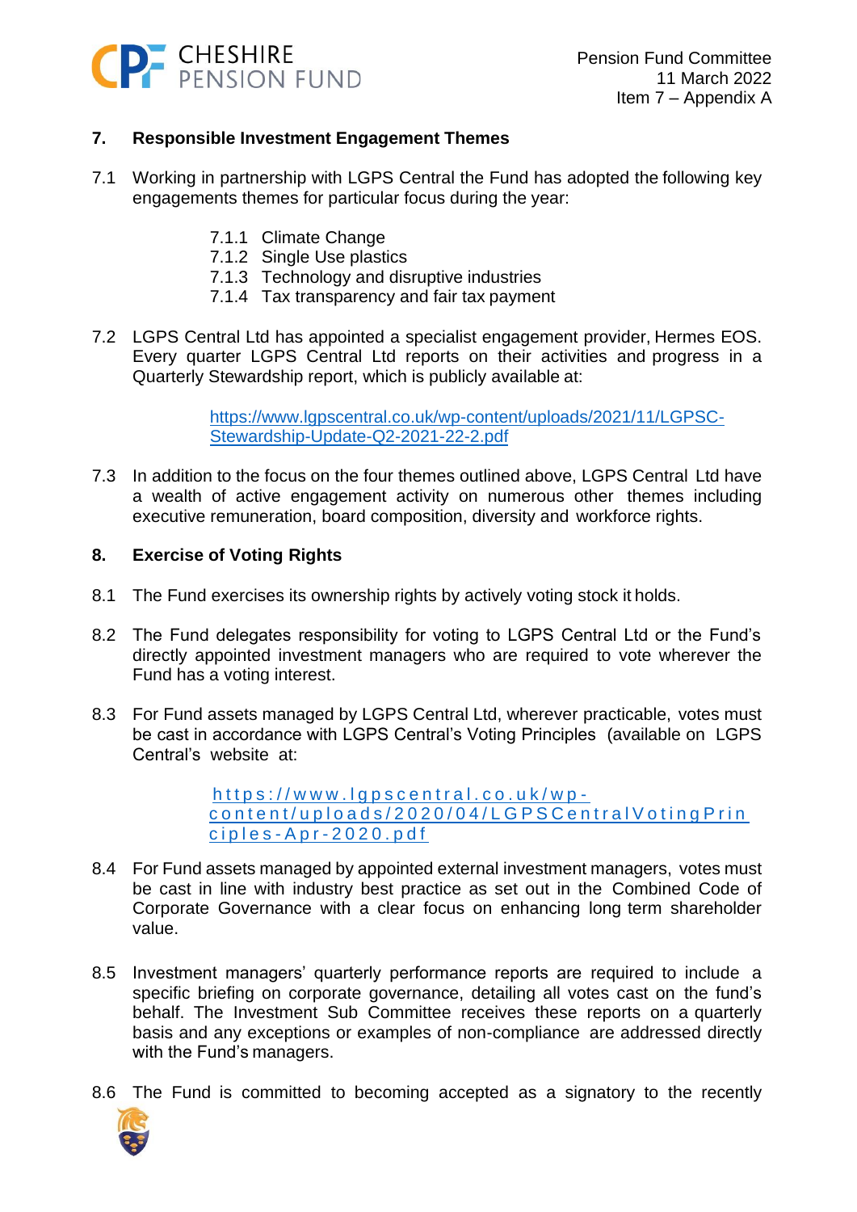## 7. Responsible Investment Engagement Themes

7.1 Working in partnership with LGPS Central the Fund has adopted the following key engagements themes for particular focus during the year:

- 7.1.1 Climate Change
- 7.1.2 Single Use plastics
- 7.1.3 Technology and disruptive industries
- 7.1.4 Tax transparency and fair tax payment

7.2 LGPS Central Ltd has appointed a specialist engagement provider, Hermes EOS. Every quarter LGPS Central Ltd reports on their activities and progress in a Quarterly Stewardship report, which is publicly available at:

> https://www.lgpscentral.co.uk/wp-content/uploads/2021/11/LGPSC-Stewardship-Update-Q2-2021-22-2.pdf

7.3 In addition to the focus on the four themes outlined above, LGPS Central Ltd have a wealth of active engagement activity on numerous other themes including executive remuneration, board composition, diversity and workforce rights.

## 8. Exercise of Voting Rights

8.1 The Fund exercises its ownership rights by actively voting stock it holds.

8.2 The Fund delegates responsibility for voting to LGPS Central Ltd or the Fund's directly appointed investment managers who are required to vote wherever the Fund has a voting interest.

8.3 For Fund assets managed by LGPS Central Ltd, wherever practicable, votes must be cast in accordance with LGPS Central's Voting Principles (available on LGPS Central's website at:

> https://www.lgpscentral.co.uk/wp-content/uploads/2020/04/LGPSCentralVotingPrinciples-Apr-2020.pdf

8.4 For Fund assets managed by appointed external investment managers, votes must be cast in line with industry best practice as set out in the Combined Code of Corporate Governance with a clear focus on enhancing long term shareholder value.

8.5 Investment managers' quarterly performance reports are required to include a specific briefing on corporate governance, detailing all votes cast on the fund's behalf. The Investment Sub Committee receives these reports on a quarterly basis and any exceptions or examples of non-compliance are addressed directly with the Fund's managers.

8.6 The Fund is committed to becoming accepted as a signatory to the recently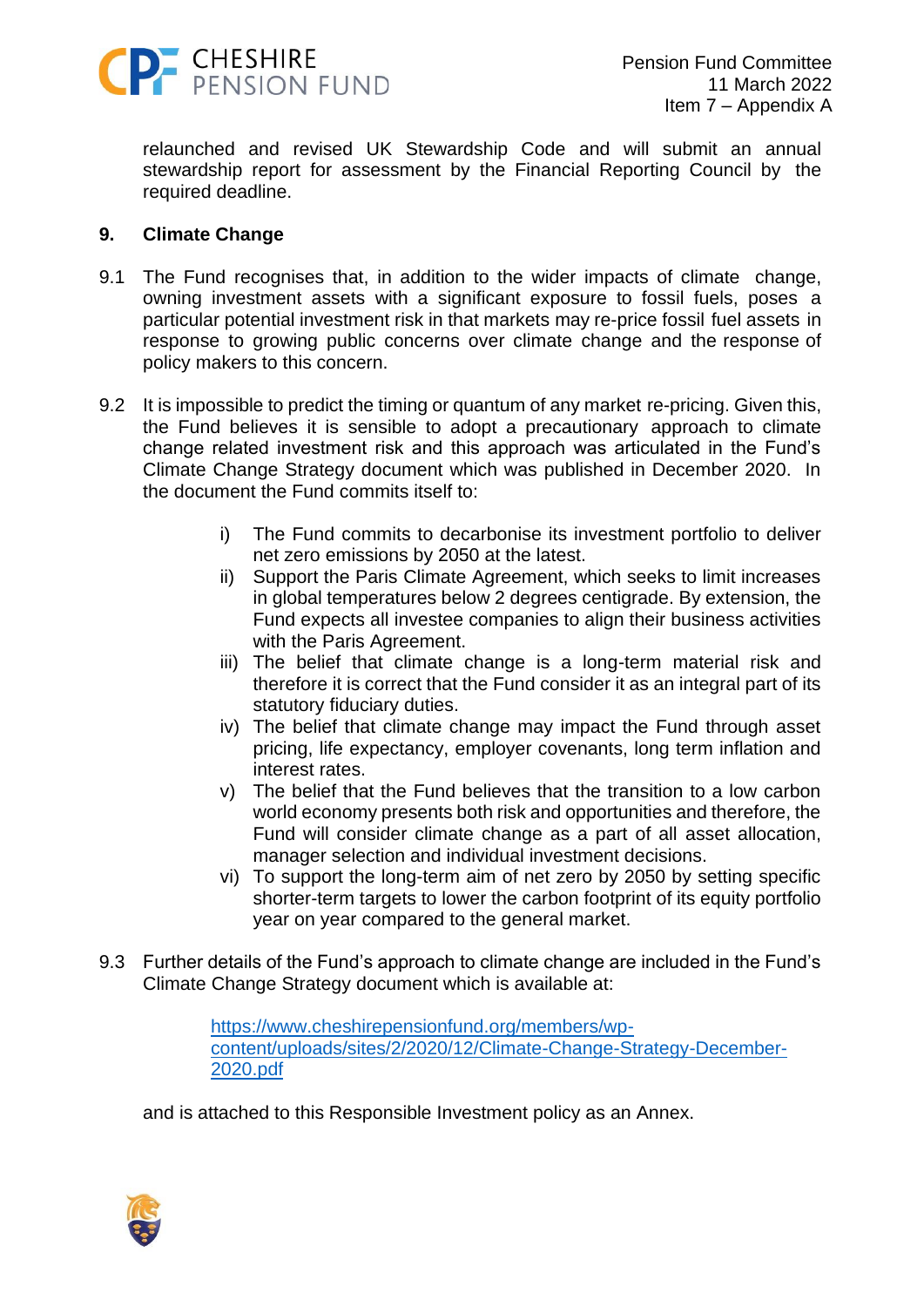relaunched and revised UK Stewardship Code and will submit an annual stewardship report for assessment by the Financial Reporting Council by the required deadline.

## 9. Climate Change

9.1 The Fund recognises that, in addition to the wider impacts of climate change, owning investment assets with a significant exposure to fossil fuels, poses a particular potential investment risk in that markets may re-price fossil fuel assets in response to growing public concerns over climate change and the response of policy makers to this concern.

9.2 It is impossible to predict the timing or quantum of any market re-pricing. Given this, the Fund believes it is sensible to adopt a precautionary approach to climate change related investment risk and this approach was articulated in the Fund's Climate Change Strategy document which was published in December 2020. In the document the Fund commits itself to:

i) The Fund commits to decarbonise its investment portfolio to deliver net zero emissions by 2050 at the latest.
ii) Support the Paris Climate Agreement, which seeks to limit increases in global temperatures below 2 degrees centigrade. By extension, the Fund expects all investee companies to align their business activities with the Paris Agreement.
iii) The belief that climate change is a long-term material risk and therefore it is correct that the Fund consider it as an integral part of its statutory fiduciary duties.
iv) The belief that climate change may impact the Fund through asset pricing, life expectancy, employer covenants, long term inflation and interest rates.
v) The belief that the Fund believes that the transition to a low carbon world economy presents both risk and opportunities and therefore, the Fund will consider climate change as a part of all asset allocation, manager selection and individual investment decisions.
vi) To support the long-term aim of net zero by 2050 by setting specific shorter-term targets to lower the carbon footprint of its equity portfolio year on year compared to the general market.

9.3 Further details of the Fund's approach to climate change are included in the Fund's Climate Change Strategy document which is available at:

https://www.cheshirepensionfund.org/members/wp-content/uploads/sites/2/2020/12/Climate-Change-Strategy-December-2020.pdf

and is attached to this Responsible Investment policy as an Annex.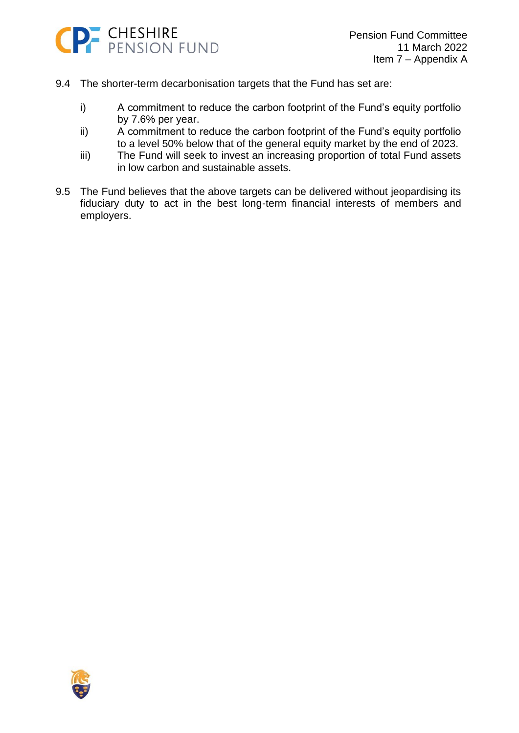9.4 The shorter-term decarbonisation targets that the Fund has set are:

i) A commitment to reduce the carbon footprint of the Fund's equity portfolio by 7.6% per year.

ii) A commitment to reduce the carbon footprint of the Fund's equity portfolio to a level 50% below that of the general equity market by the end of 2023.

iii) The Fund will seek to invest an increasing proportion of total Fund assets in low carbon and sustainable assets.

9.5 The Fund believes that the above targets can be delivered without jeopardising its fiduciary duty to act in the best long-term financial interests of members and employers.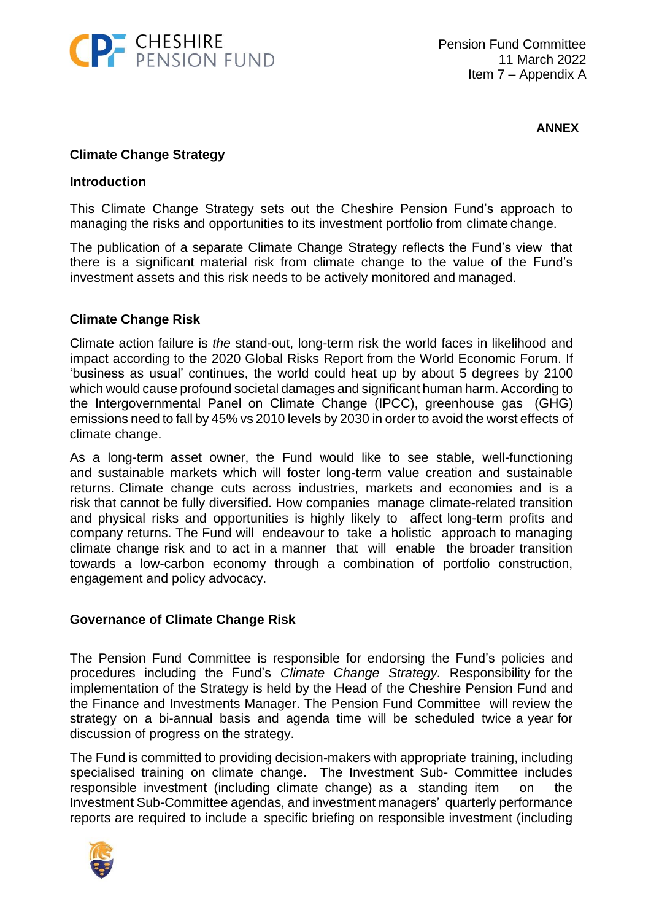**ANNEX**

## Climate Change Strategy

### Introduction

This Climate Change Strategy sets out the Cheshire Pension Fund's approach to managing the risks and opportunities to its investment portfolio from climate change.

The publication of a separate Climate Change Strategy reflects the Fund's view that there is a significant material risk from climate change to the value of the Fund's investment assets and this risk needs to be actively monitored and managed.

### Climate Change Risk

Climate action failure is *the* stand-out, long-term risk the world faces in likelihood and impact according to the 2020 Global Risks Report from the World Economic Forum. If 'business as usual' continues, the world could heat up by about 5 degrees by 2100 which would cause profound societal damages and significant human harm. According to the Intergovernmental Panel on Climate Change (IPCC), greenhouse gas (GHG) emissions need to fall by 45% vs 2010 levels by 2030 in order to avoid the worst effects of climate change.

As a long-term asset owner, the Fund would like to see stable, well-functioning and sustainable markets which will foster long-term value creation and sustainable returns. Climate change cuts across industries, markets and economies and is a risk that cannot be fully diversified. How companies manage climate-related transition and physical risks and opportunities is highly likely to affect long-term profits and company returns. The Fund will endeavour to take a holistic approach to managing climate change risk and to act in a manner that will enable the broader transition towards a low-carbon economy through a combination of portfolio construction, engagement and policy advocacy.

### Governance of Climate Change Risk

The Pension Fund Committee is responsible for endorsing the Fund's policies and procedures including the Fund's *Climate Change Strategy.* Responsibility for the implementation of the Strategy is held by the Head of the Cheshire Pension Fund and the Finance and Investments Manager. The Pension Fund Committee will review the strategy on a bi-annual basis and agenda time will be scheduled twice a year for discussion of progress on the strategy.

The Fund is committed to providing decision-makers with appropriate training, including specialised training on climate change. The Investment Sub- Committee includes responsible investment (including climate change) as a standing item on the Investment Sub-Committee agendas, and investment managers' quarterly performance reports are required to include a specific briefing on responsible investment (including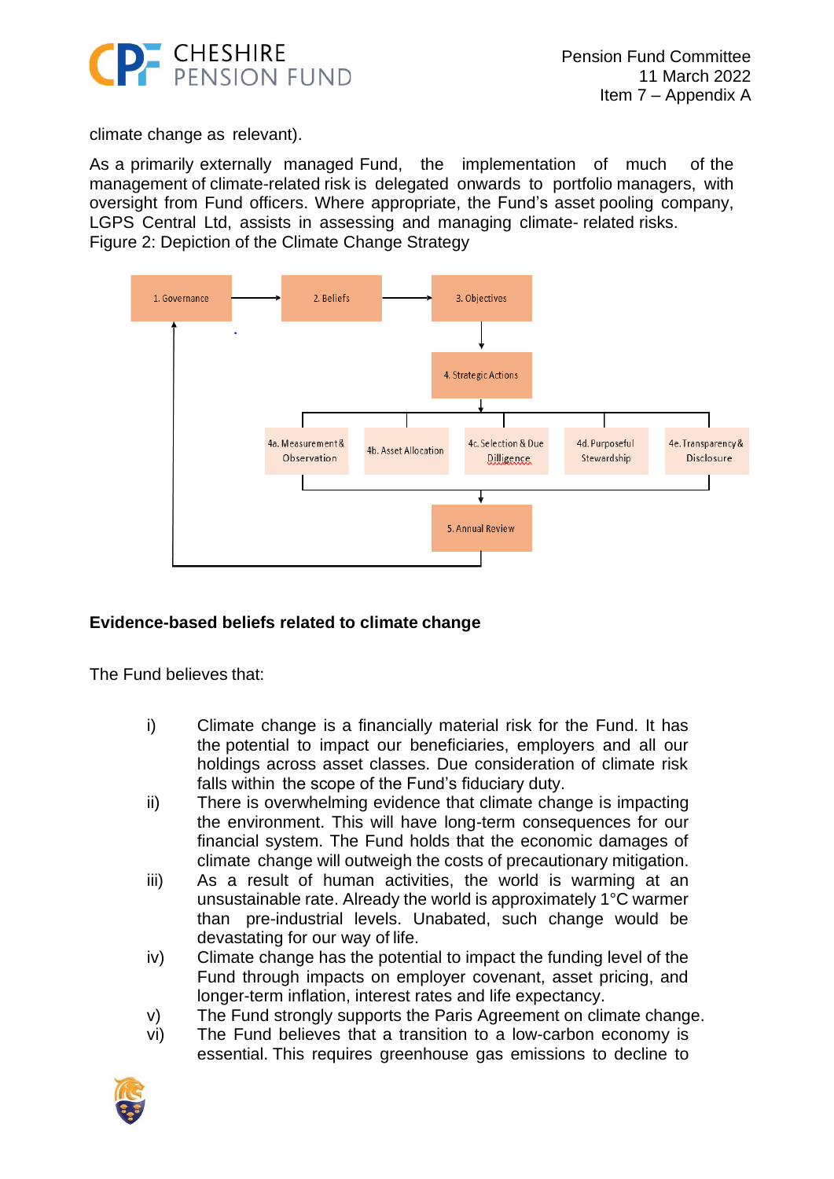climate change as relevant).

As a primarily externally managed Fund, the implementation of much of the management of climate-related risk is delegated onwards to portfolio managers, with oversight from Fund officers. Where appropriate, the Fund's asset pooling company, LGPS Central Ltd, assists in assessing and managing climate- related risks.

Figure 2: Depiction of the Climate Change Strategy

1. Governance → 2. Beliefs → 3. Objectives → 4. Strategic Actions

4a. Measurement & Observation | 4b. Asset Allocation | 4c. Selection & Due Dilligence | 4d. Purposeful Stewardship | 4e. Transparency & Disclosure

5. Annual Review → 1. Governance

**Evidence-based beliefs related to climate change**

The Fund believes that:

i) Climate change is a financially material risk for the Fund. It has the potential to impact our beneficiaries, employers and all our holdings across asset classes. Due consideration of climate risk falls within the scope of the Fund's fiduciary duty.

ii) There is overwhelming evidence that climate change is impacting the environment. This will have long-term consequences for our financial system. The Fund holds that the economic damages of climate change will outweigh the costs of precautionary mitigation.

iii) As a result of human activities, the world is warming at an unsustainable rate. Already the world is approximately 1°C warmer than pre-industrial levels. Unabated, such change would be devastating for our way of life.

iv) Climate change has the potential to impact the funding level of the Fund through impacts on employer covenant, asset pricing, and longer-term inflation, interest rates and life expectancy.

v) The Fund strongly supports the Paris Agreement on climate change.

vi) The Fund believes that a transition to a low-carbon economy is essential. This requires greenhouse gas emissions to decline to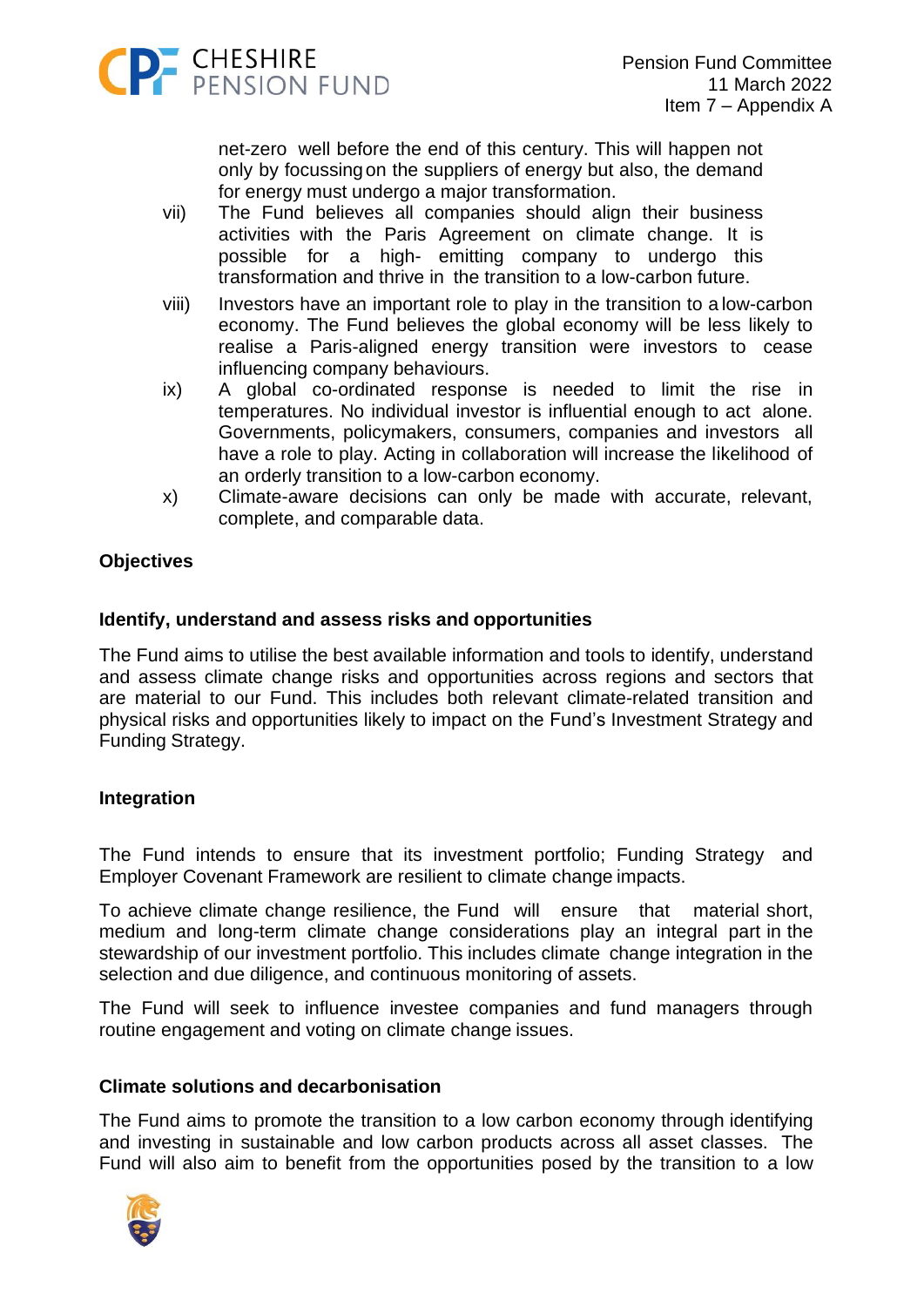net-zero well before the end of this century. This will happen not only by focussing on the suppliers of energy but also, the demand for energy must undergo a major transformation.

vii) The Fund believes all companies should align their business activities with the Paris Agreement on climate change. It is possible for a high- emitting company to undergo this transformation and thrive in the transition to a low-carbon future.

viii) Investors have an important role to play in the transition to a low-carbon economy. The Fund believes the global economy will be less likely to realise a Paris-aligned energy transition were investors to cease influencing company behaviours.

ix) A global co-ordinated response is needed to limit the rise in temperatures. No individual investor is influential enough to act alone. Governments, policymakers, consumers, companies and investors all have a role to play. Acting in collaboration will increase the likelihood of an orderly transition to a low-carbon economy.

x) Climate-aware decisions can only be made with accurate, relevant, complete, and comparable data.

**Objectives**

**Identify, understand and assess risks and opportunities**

The Fund aims to utilise the best available information and tools to identify, understand and assess climate change risks and opportunities across regions and sectors that are material to our Fund. This includes both relevant climate-related transition and physical risks and opportunities likely to impact on the Fund's Investment Strategy and Funding Strategy.

**Integration**

The Fund intends to ensure that its investment portfolio; Funding Strategy and Employer Covenant Framework are resilient to climate change impacts.

To achieve climate change resilience, the Fund will ensure that material short, medium and long-term climate change considerations play an integral part in the stewardship of our investment portfolio. This includes climate change integration in the selection and due diligence, and continuous monitoring of assets.

The Fund will seek to influence investee companies and fund managers through routine engagement and voting on climate change issues.

**Climate solutions and decarbonisation**

The Fund aims to promote the transition to a low carbon economy through identifying and investing in sustainable and low carbon products across all asset classes. The Fund will also aim to benefit from the opportunities posed by the transition to a low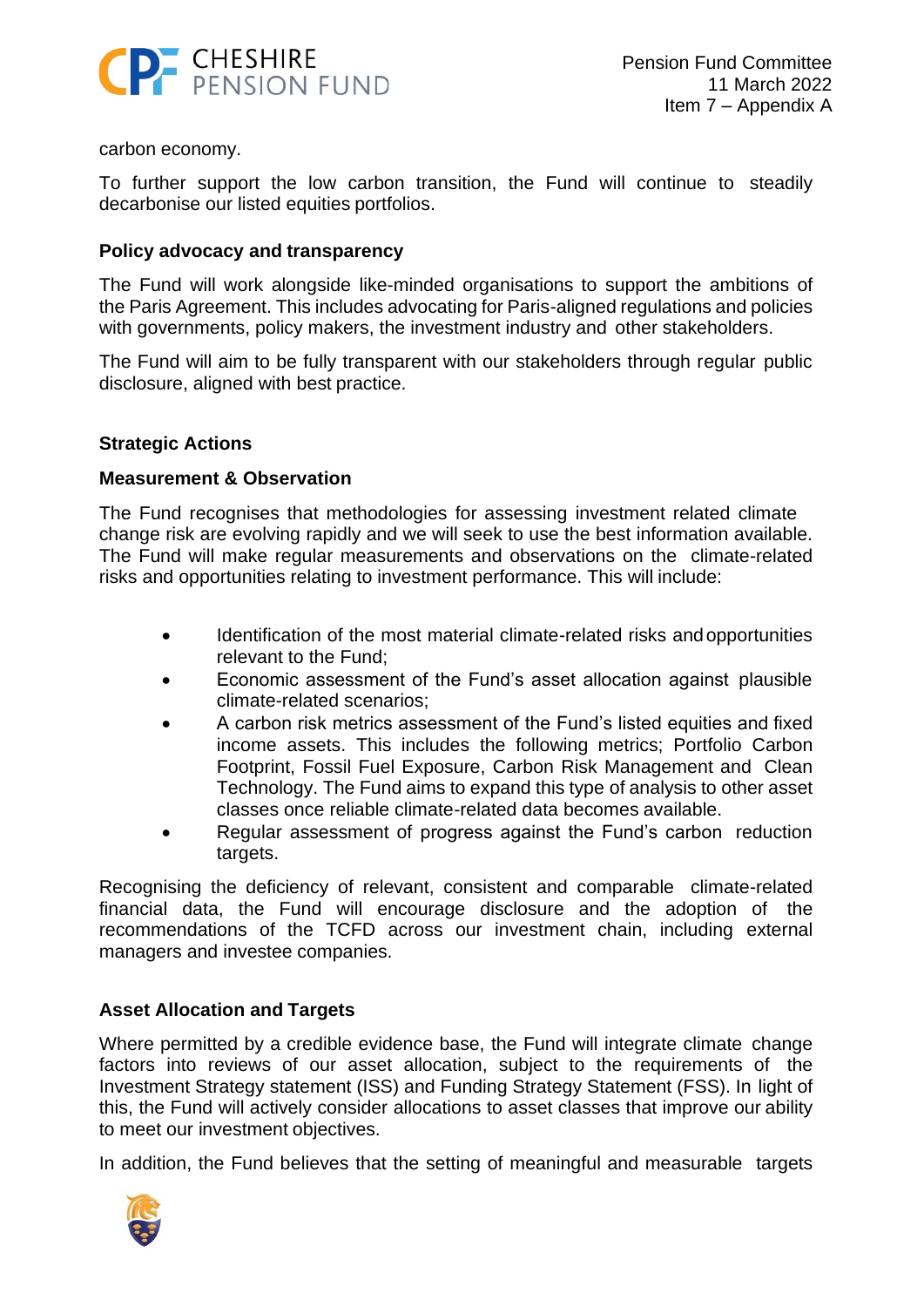carbon economy.

To further support the low carbon transition, the Fund will continue to steadily decarbonise our listed equities portfolios.

**Policy advocacy and transparency**

The Fund will work alongside like-minded organisations to support the ambitions of the Paris Agreement. This includes advocating for Paris-aligned regulations and policies with governments, policy makers, the investment industry and other stakeholders.

The Fund will aim to be fully transparent with our stakeholders through regular public disclosure, aligned with best practice.

**Strategic Actions**

**Measurement & Observation**

The Fund recognises that methodologies for assessing investment related climate change risk are evolving rapidly and we will seek to use the best information available. The Fund will make regular measurements and observations on the climate-related risks and opportunities relating to investment performance. This will include:

- Identification of the most material climate-related risks and opportunities relevant to the Fund;
- Economic assessment of the Fund's asset allocation against plausible climate-related scenarios;
- A carbon risk metrics assessment of the Fund's listed equities and fixed income assets. This includes the following metrics; Portfolio Carbon Footprint, Fossil Fuel Exposure, Carbon Risk Management and Clean Technology. The Fund aims to expand this type of analysis to other asset classes once reliable climate-related data becomes available.
- Regular assessment of progress against the Fund's carbon reduction targets.

Recognising the deficiency of relevant, consistent and comparable climate-related financial data, the Fund will encourage disclosure and the adoption of the recommendations of the TCFD across our investment chain, including external managers and investee companies.

**Asset Allocation and Targets**

Where permitted by a credible evidence base, the Fund will integrate climate change factors into reviews of our asset allocation, subject to the requirements of the Investment Strategy statement (ISS) and Funding Strategy Statement (FSS). In light of this, the Fund will actively consider allocations to asset classes that improve our ability to meet our investment objectives.

In addition, the Fund believes that the setting of meaningful and measurable targets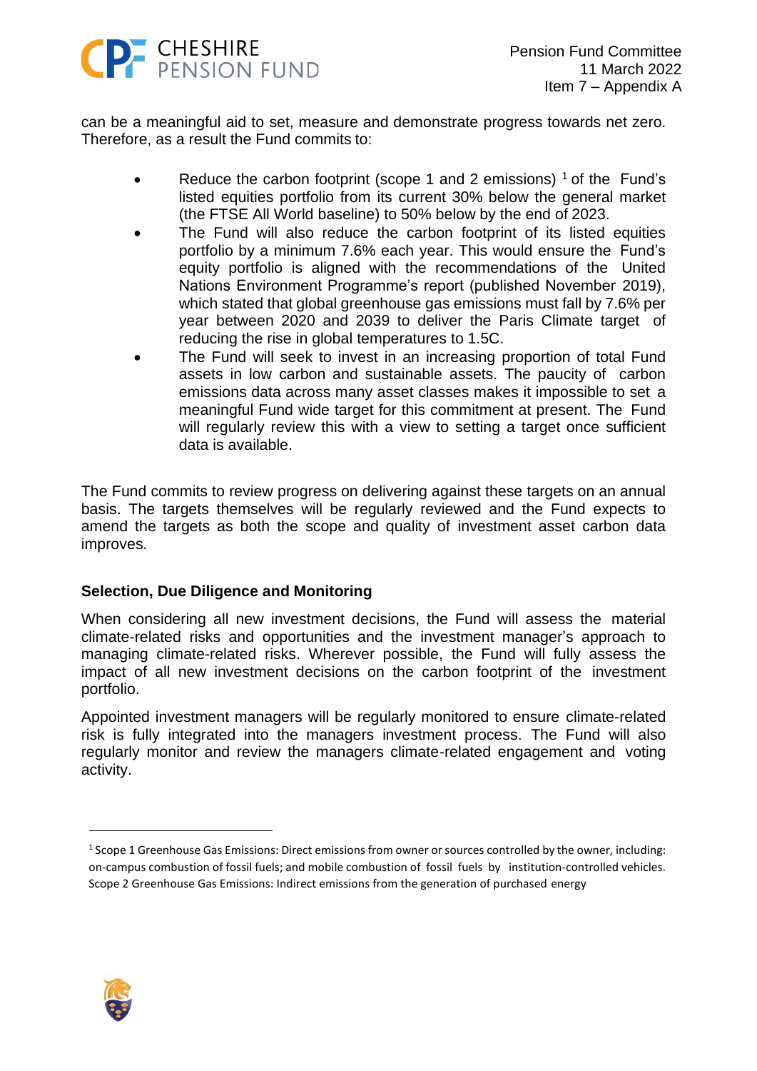can be a meaningful aid to set, measure and demonstrate progress towards net zero. Therefore, as a result the Fund commits to:

- Reduce the carbon footprint (scope 1 and 2 emissions) [1] of the Fund's listed equities portfolio from its current 30% below the general market (the FTSE All World baseline) to 50% below by the end of 2023.
- The Fund will also reduce the carbon footprint of its listed equities portfolio by a minimum 7.6% each year. This would ensure the Fund's equity portfolio is aligned with the recommendations of the United Nations Environment Programme's report (published November 2019), which stated that global greenhouse gas emissions must fall by 7.6% per year between 2020 and 2039 to deliver the Paris Climate target of reducing the rise in global temperatures to 1.5C.
- The Fund will seek to invest in an increasing proportion of total Fund assets in low carbon and sustainable assets. The paucity of carbon emissions data across many asset classes makes it impossible to set a meaningful Fund wide target for this commitment at present. The Fund will regularly review this with a view to setting a target once sufficient data is available.

The Fund commits to review progress on delivering against these targets on an annual basis. The targets themselves will be regularly reviewed and the Fund expects to amend the targets as both the scope and quality of investment asset carbon data improves.

**Selection, Due Diligence and Monitoring**

When considering all new investment decisions, the Fund will assess the material climate-related risks and opportunities and the investment manager's approach to managing climate-related risks. Wherever possible, the Fund will fully assess the impact of all new investment decisions on the carbon footprint of the investment portfolio.

Appointed investment managers will be regularly monitored to ensure climate-related risk is fully integrated into the managers investment process. The Fund will also regularly monitor and review the managers climate-related engagement and voting activity.

---

[1] Scope 1 Greenhouse Gas Emissions: Direct emissions from owner or sources controlled by the owner, including: on-campus combustion of fossil fuels; and mobile combustion of fossil fuels by institution-controlled vehicles. Scope 2 Greenhouse Gas Emissions: Indirect emissions from the generation of purchased energy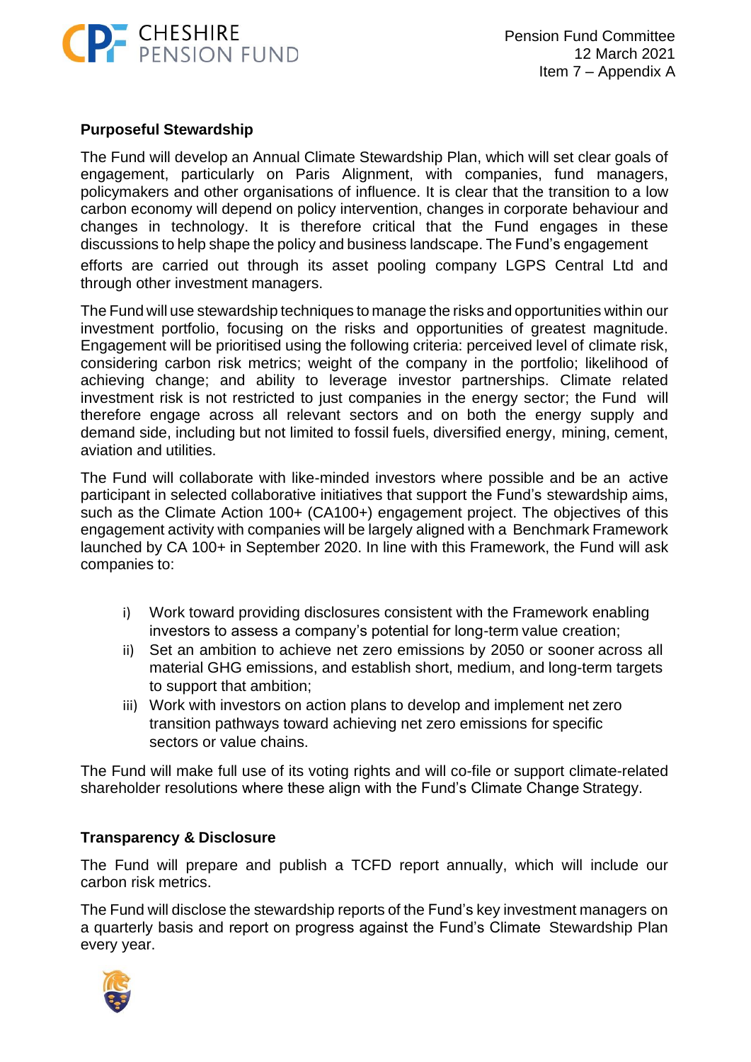**Purposeful Stewardship**

The Fund will develop an Annual Climate Stewardship Plan, which will set clear goals of engagement, particularly on Paris Alignment, with companies, fund managers, policymakers and other organisations of influence. It is clear that the transition to a low carbon economy will depend on policy intervention, changes in corporate behaviour and changes in technology. It is therefore critical that the Fund engages in these discussions to help shape the policy and business landscape. The Fund's engagement efforts are carried out through its asset pooling company LGPS Central Ltd and through other investment managers.

The Fund will use stewardship techniques to manage the risks and opportunities within our investment portfolio, focusing on the risks and opportunities of greatest magnitude. Engagement will be prioritised using the following criteria: perceived level of climate risk, considering carbon risk metrics; weight of the company in the portfolio; likelihood of achieving change; and ability to leverage investor partnerships. Climate related investment risk is not restricted to just companies in the energy sector; the Fund will therefore engage across all relevant sectors and on both the energy supply and demand side, including but not limited to fossil fuels, diversified energy, mining, cement, aviation and utilities.

The Fund will collaborate with like-minded investors where possible and be an active participant in selected collaborative initiatives that support the Fund's stewardship aims, such as the Climate Action 100+ (CA100+) engagement project. The objectives of this engagement activity with companies will be largely aligned with a Benchmark Framework launched by CA 100+ in September 2020. In line with this Framework, the Fund will ask companies to:

i) Work toward providing disclosures consistent with the Framework enabling investors to assess a company's potential for long-term value creation;
ii) Set an ambition to achieve net zero emissions by 2050 or sooner across all material GHG emissions, and establish short, medium, and long-term targets to support that ambition;
iii) Work with investors on action plans to develop and implement net zero transition pathways toward achieving net zero emissions for specific sectors or value chains.

The Fund will make full use of its voting rights and will co-file or support climate-related shareholder resolutions where these align with the Fund's Climate Change Strategy.

**Transparency & Disclosure**

The Fund will prepare and publish a TCFD report annually, which will include our carbon risk metrics.

The Fund will disclose the stewardship reports of the Fund's key investment managers on a quarterly basis and report on progress against the Fund's Climate Stewardship Plan every year.